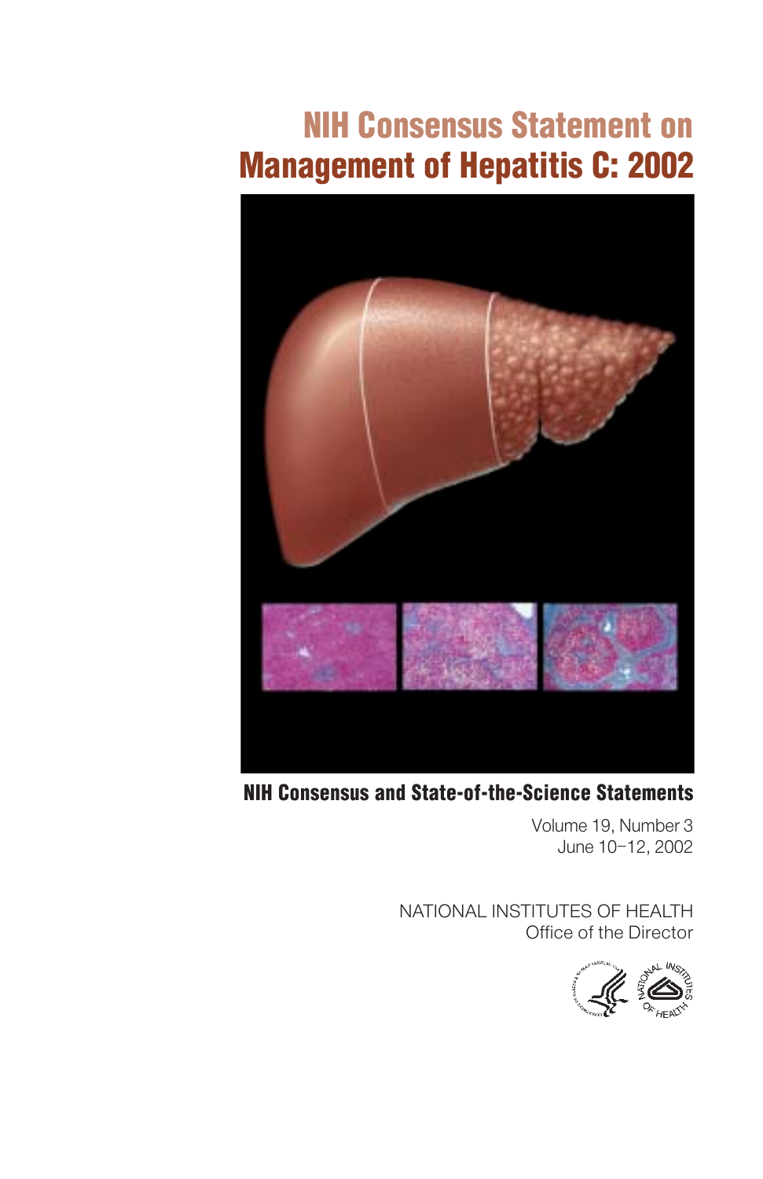# NIH Consensus Statement on Management of Hepatitis C: 2002

**NIH Consensus and State-of-the-Science Statements**

Volume 19, Number 3
June 10–12, 2002

NATIONAL INSTITUTES OF HEALTH
Office of the Director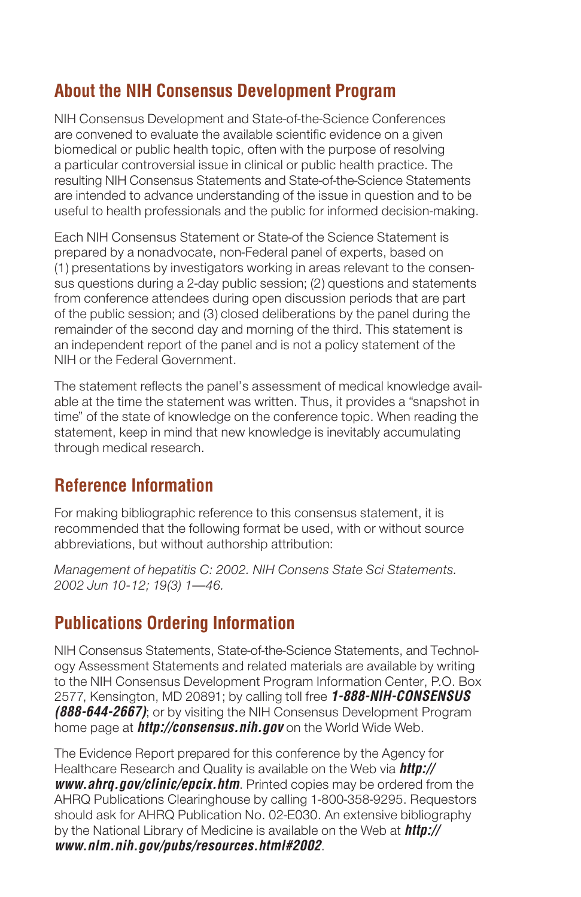## About the NIH Consensus Development Program

NIH Consensus Development and State-of-the-Science Conferences are convened to evaluate the available scientific evidence on a given biomedical or public health topic, often with the purpose of resolving a particular controversial issue in clinical or public health practice. The resulting NIH Consensus Statements and State-of-the-Science Statements are intended to advance understanding of the issue in question and to be useful to health professionals and the public for informed decision-making.

Each NIH Consensus Statement or State-of the Science Statement is prepared by a nonadvocate, non-Federal panel of experts, based on (1) presentations by investigators working in areas relevant to the consensus questions during a 2-day public session; (2) questions and statements from conference attendees during open discussion periods that are part of the public session; and (3) closed deliberations by the panel during the remainder of the second day and morning of the third. This statement is an independent report of the panel and is not a policy statement of the NIH or the Federal Government.

The statement reflects the panel's assessment of medical knowledge available at the time the statement was written. Thus, it provides a "snapshot in time" of the state of knowledge on the conference topic. When reading the statement, keep in mind that new knowledge is inevitably accumulating through medical research.

## Reference Information

For making bibliographic reference to this consensus statement, it is recommended that the following format be used, with or without source abbreviations, but without authorship attribution:

*Management of hepatitis C: 2002. NIH Consens State Sci Statements. 2002 Jun 10-12; 19(3) 1—46.*

## Publications Ordering Information

NIH Consensus Statements, State-of-the-Science Statements, and Technology Assessment Statements and related materials are available by writing to the NIH Consensus Development Program Information Center, P.O. Box 2577, Kensington, MD 20891; by calling toll free ***1-888-NIH-CONSENSUS (888-644-2667)***; or by visiting the NIH Consensus Development Program home page at ***http://consensus.nih.gov*** on the World Wide Web.

The Evidence Report prepared for this conference by the Agency for Healthcare Research and Quality is available on the Web via ***http://www.ahrq.gov/clinic/epcix.htm***. Printed copies may be ordered from the AHRQ Publications Clearinghouse by calling 1-800-358-9295. Requestors should ask for AHRQ Publication No. 02-E030. An extensive bibliography by the National Library of Medicine is available on the Web at ***http://www.nlm.nih.gov/pubs/resources.html#2002***.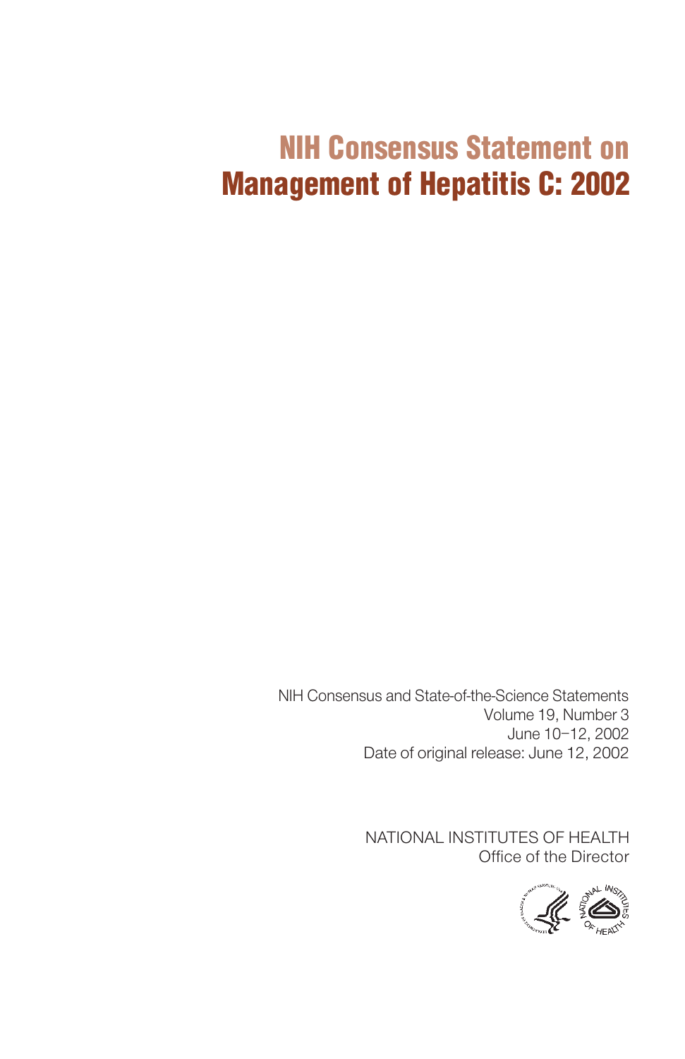# NIH Consensus Statement on Management of Hepatitis C: 2002

NIH Consensus and State-of-the-Science Statements
Volume 19, Number 3
June 10–12, 2002
Date of original release: June 12, 2002

NATIONAL INSTITUTES OF HEALTH
Office of the Director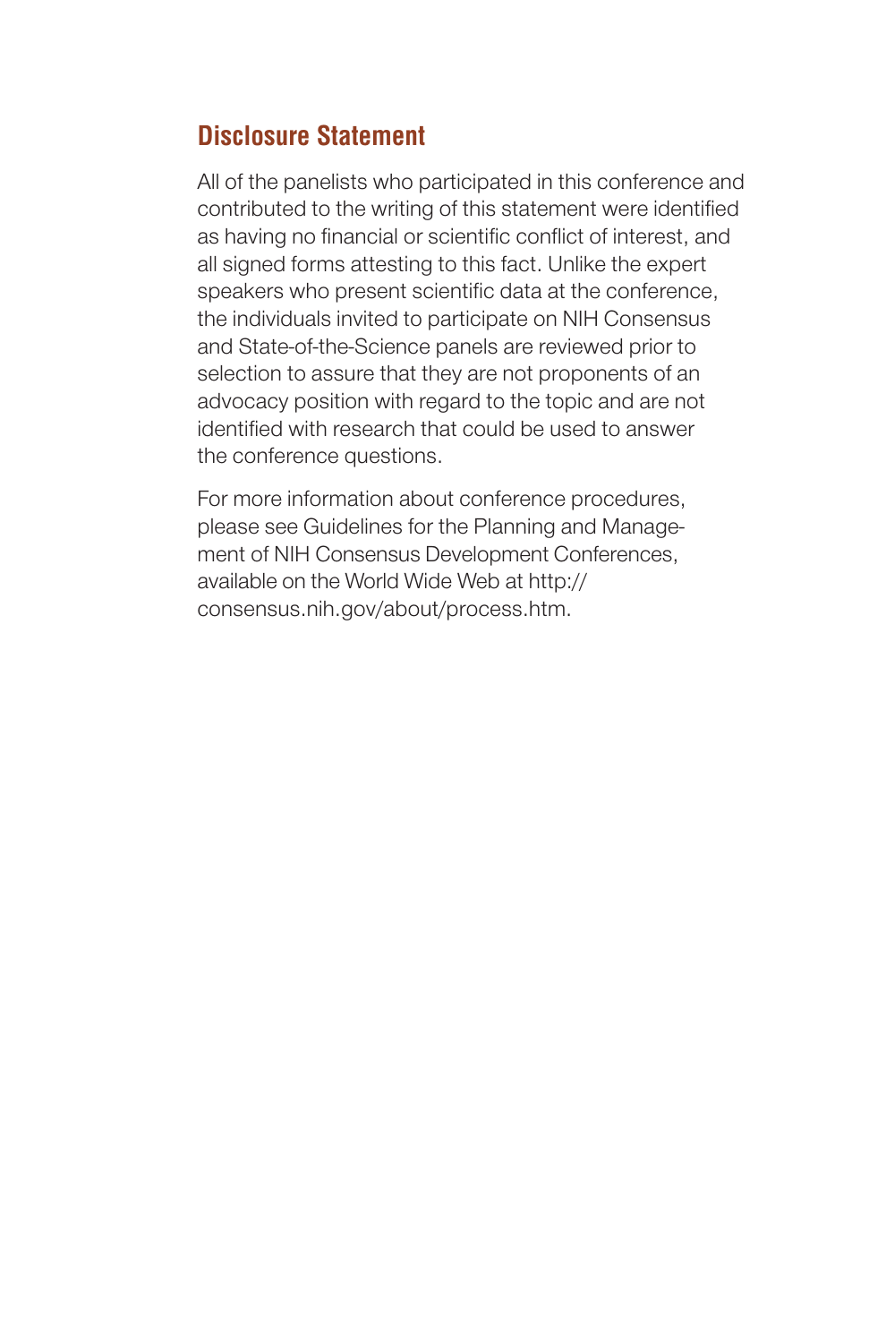## Disclosure Statement

All of the panelists who participated in this conference and contributed to the writing of this statement were identified as having no financial or scientific conflict of interest, and all signed forms attesting to this fact. Unlike the expert speakers who present scientific data at the conference, the individuals invited to participate on NIH Consensus and State-of-the-Science panels are reviewed prior to selection to assure that they are not proponents of an advocacy position with regard to the topic and are not identified with research that could be used to answer the conference questions.

For more information about conference procedures, please see Guidelines for the Planning and Management of NIH Consensus Development Conferences, available on the World Wide Web at http://consensus.nih.gov/about/process.htm.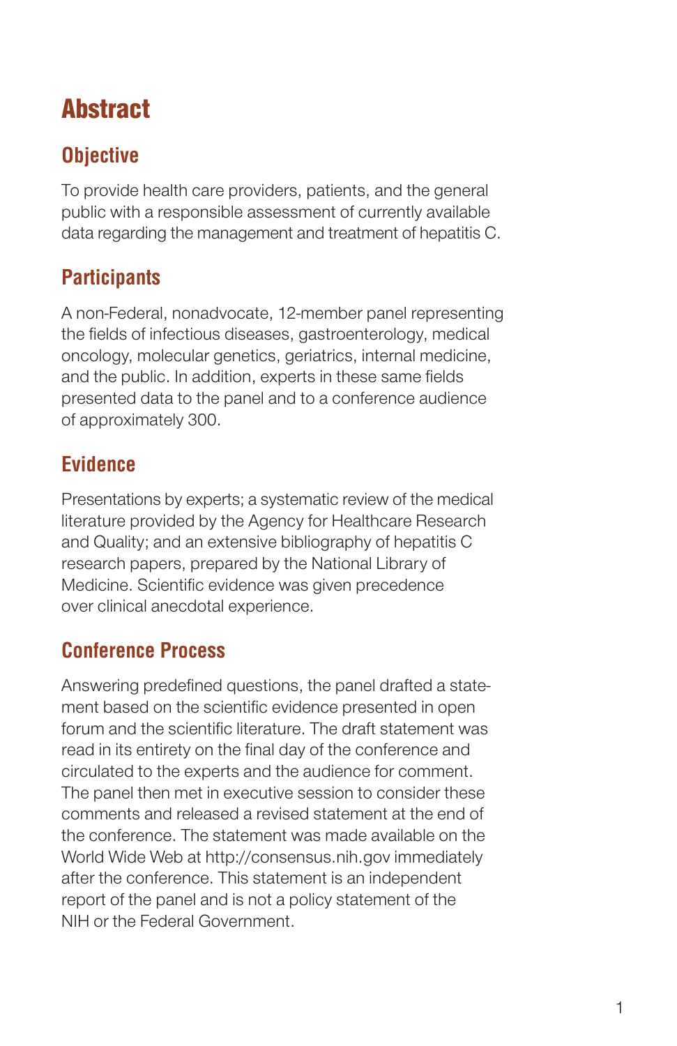# Abstract

## Objective

To provide health care providers, patients, and the general public with a responsible assessment of currently available data regarding the management and treatment of hepatitis C.

## Participants

A non-Federal, nonadvocate, 12-member panel representing the fields of infectious diseases, gastroenterology, medical oncology, molecular genetics, geriatrics, internal medicine, and the public. In addition, experts in these same fields presented data to the panel and to a conference audience of approximately 300.

## Evidence

Presentations by experts; a systematic review of the medical literature provided by the Agency for Healthcare Research and Quality; and an extensive bibliography of hepatitis C research papers, prepared by the National Library of Medicine. Scientific evidence was given precedence over clinical anecdotal experience.

## Conference Process

Answering predefined questions, the panel drafted a statement based on the scientific evidence presented in open forum and the scientific literature. The draft statement was read in its entirety on the final day of the conference and circulated to the experts and the audience for comment. The panel then met in executive session to consider these comments and released a revised statement at the end of the conference. The statement was made available on the World Wide Web at http://consensus.nih.gov immediately after the conference. This statement is an independent report of the panel and is not a policy statement of the NIH or the Federal Government.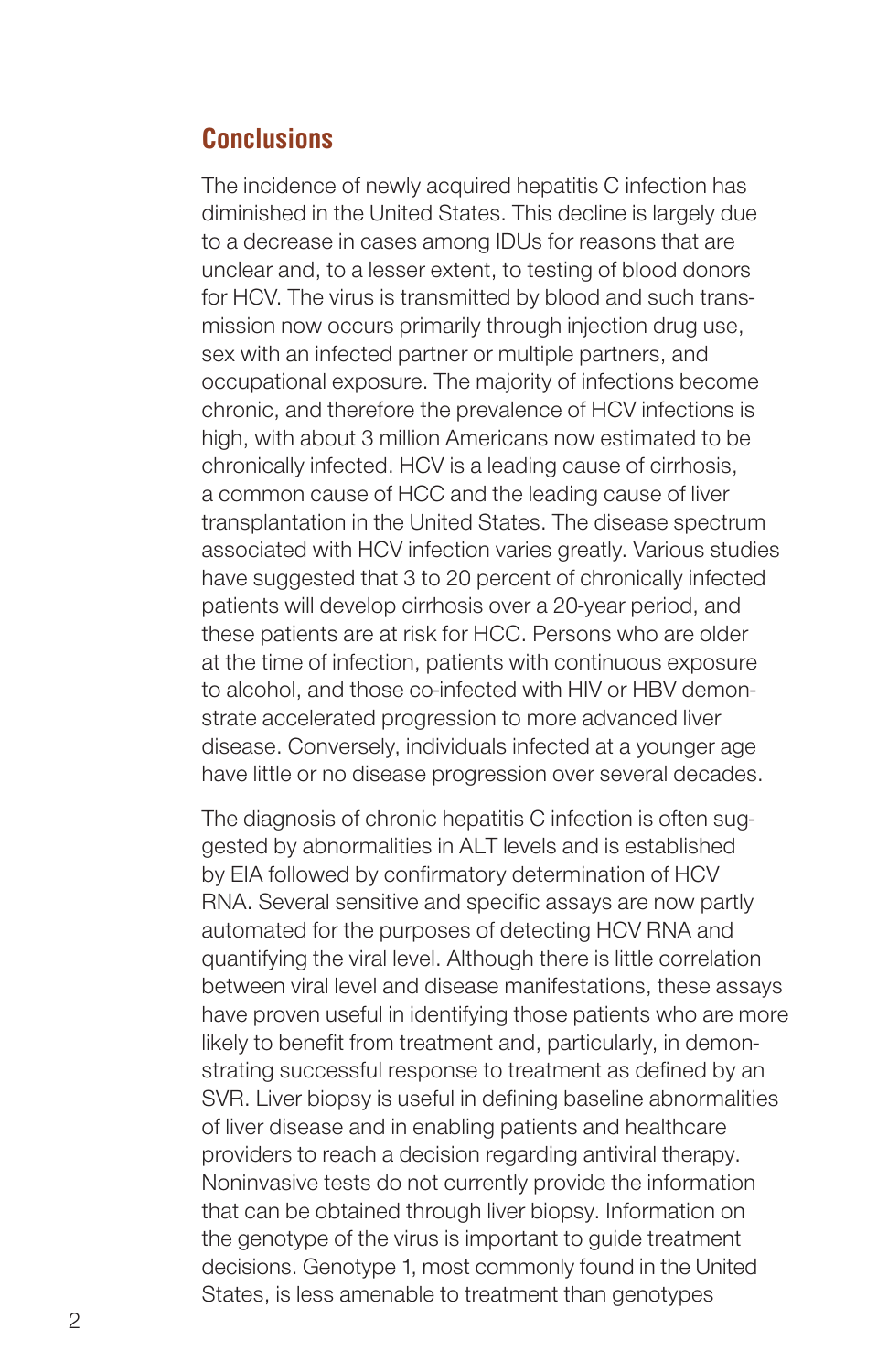## Conclusions

The incidence of newly acquired hepatitis C infection has diminished in the United States. This decline is largely due to a decrease in cases among IDUs for reasons that are unclear and, to a lesser extent, to testing of blood donors for HCV. The virus is transmitted by blood and such transmission now occurs primarily through injection drug use, sex with an infected partner or multiple partners, and occupational exposure. The majority of infections become chronic, and therefore the prevalence of HCV infections is high, with about 3 million Americans now estimated to be chronically infected. HCV is a leading cause of cirrhosis, a common cause of HCC and the leading cause of liver transplantation in the United States. The disease spectrum associated with HCV infection varies greatly. Various studies have suggested that 3 to 20 percent of chronically infected patients will develop cirrhosis over a 20-year period, and these patients are at risk for HCC. Persons who are older at the time of infection, patients with continuous exposure to alcohol, and those co-infected with HIV or HBV demonstrate accelerated progression to more advanced liver disease. Conversely, individuals infected at a younger age have little or no disease progression over several decades.

The diagnosis of chronic hepatitis C infection is often suggested by abnormalities in ALT levels and is established by EIA followed by confirmatory determination of HCV RNA. Several sensitive and specific assays are now partly automated for the purposes of detecting HCV RNA and quantifying the viral level. Although there is little correlation between viral level and disease manifestations, these assays have proven useful in identifying those patients who are more likely to benefit from treatment and, particularly, in demonstrating successful response to treatment as defined by an SVR. Liver biopsy is useful in defining baseline abnormalities of liver disease and in enabling patients and healthcare providers to reach a decision regarding antiviral therapy. Noninvasive tests do not currently provide the information that can be obtained through liver biopsy. Information on the genotype of the virus is important to guide treatment decisions. Genotype 1, most commonly found in the United States, is less amenable to treatment than genotypes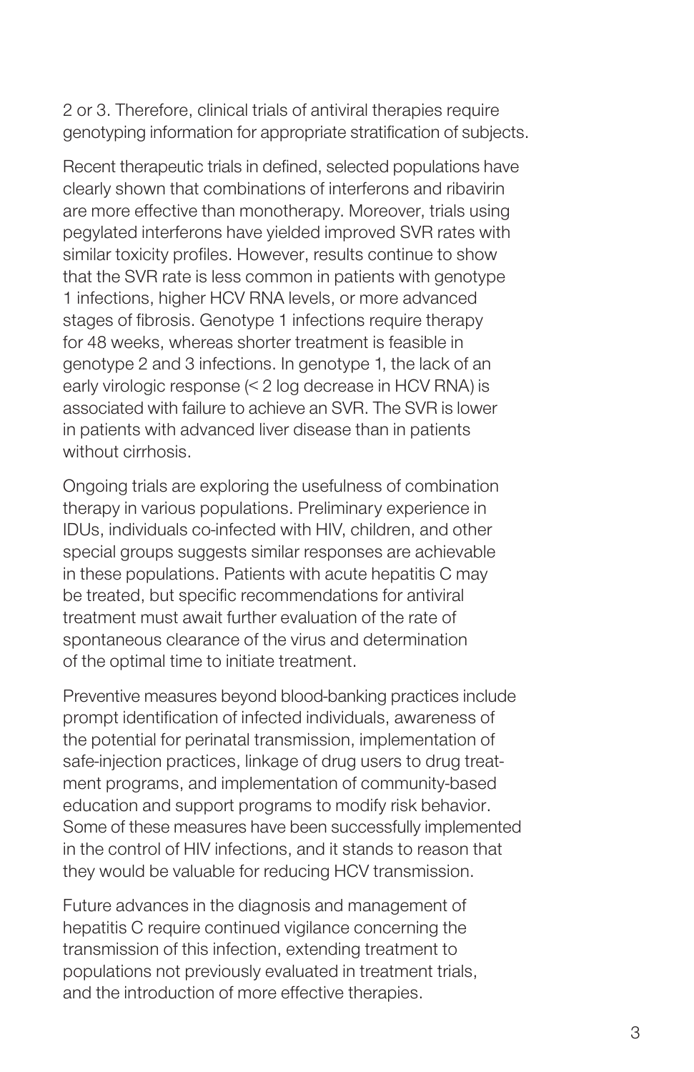2 or 3. Therefore, clinical trials of antiviral therapies require genotyping information for appropriate stratification of subjects.

Recent therapeutic trials in defined, selected populations have clearly shown that combinations of interferons and ribavirin are more effective than monotherapy. Moreover, trials using pegylated interferons have yielded improved SVR rates with similar toxicity profiles. However, results continue to show that the SVR rate is less common in patients with genotype 1 infections, higher HCV RNA levels, or more advanced stages of fibrosis. Genotype 1 infections require therapy for 48 weeks, whereas shorter treatment is feasible in genotype 2 and 3 infections. In genotype 1, the lack of an early virologic response (< 2 log decrease in HCV RNA) is associated with failure to achieve an SVR. The SVR is lower in patients with advanced liver disease than in patients without cirrhosis.

Ongoing trials are exploring the usefulness of combination therapy in various populations. Preliminary experience in IDUs, individuals co-infected with HIV, children, and other special groups suggests similar responses are achievable in these populations. Patients with acute hepatitis C may be treated, but specific recommendations for antiviral treatment must await further evaluation of the rate of spontaneous clearance of the virus and determination of the optimal time to initiate treatment.

Preventive measures beyond blood-banking practices include prompt identification of infected individuals, awareness of the potential for perinatal transmission, implementation of safe-injection practices, linkage of drug users to drug treatment programs, and implementation of community-based education and support programs to modify risk behavior. Some of these measures have been successfully implemented in the control of HIV infections, and it stands to reason that they would be valuable for reducing HCV transmission.

Future advances in the diagnosis and management of hepatitis C require continued vigilance concerning the transmission of this infection, extending treatment to populations not previously evaluated in treatment trials, and the introduction of more effective therapies.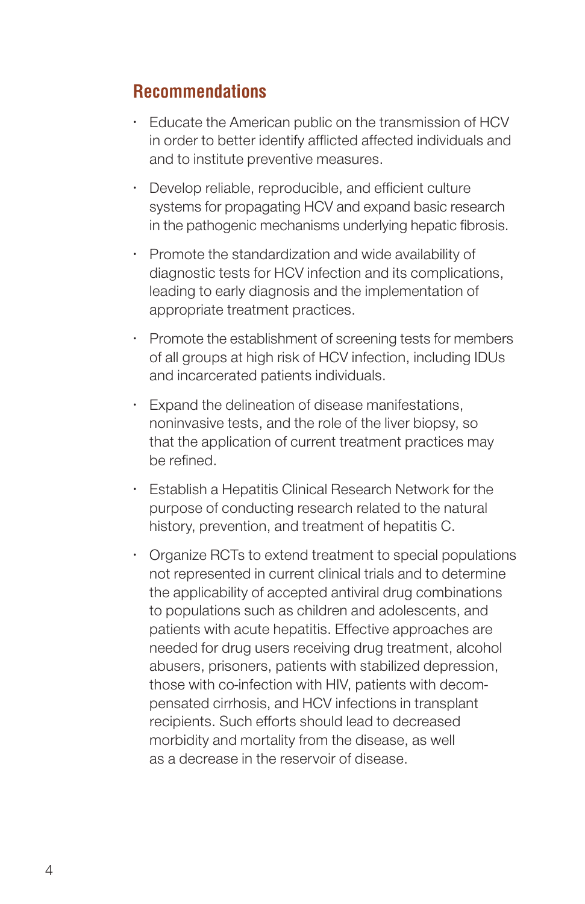## Recommendations

- Educate the American public on the transmission of HCV in order to better identify afflicted affected individuals and and to institute preventive measures.
- Develop reliable, reproducible, and efficient culture systems for propagating HCV and expand basic research in the pathogenic mechanisms underlying hepatic fibrosis.
- Promote the standardization and wide availability of diagnostic tests for HCV infection and its complications, leading to early diagnosis and the implementation of appropriate treatment practices.
- Promote the establishment of screening tests for members of all groups at high risk of HCV infection, including IDUs and incarcerated patients individuals.
- Expand the delineation of disease manifestations, noninvasive tests, and the role of the liver biopsy, so that the application of current treatment practices may be refined.
- Establish a Hepatitis Clinical Research Network for the purpose of conducting research related to the natural history, prevention, and treatment of hepatitis C.
- Organize RCTs to extend treatment to special populations not represented in current clinical trials and to determine the applicability of accepted antiviral drug combinations to populations such as children and adolescents, and patients with acute hepatitis. Effective approaches are needed for drug users receiving drug treatment, alcohol abusers, prisoners, patients with stabilized depression, those with co-infection with HIV, patients with decompensated cirrhosis, and HCV infections in transplant recipients. Such efforts should lead to decreased morbidity and mortality from the disease, as well as a decrease in the reservoir of disease.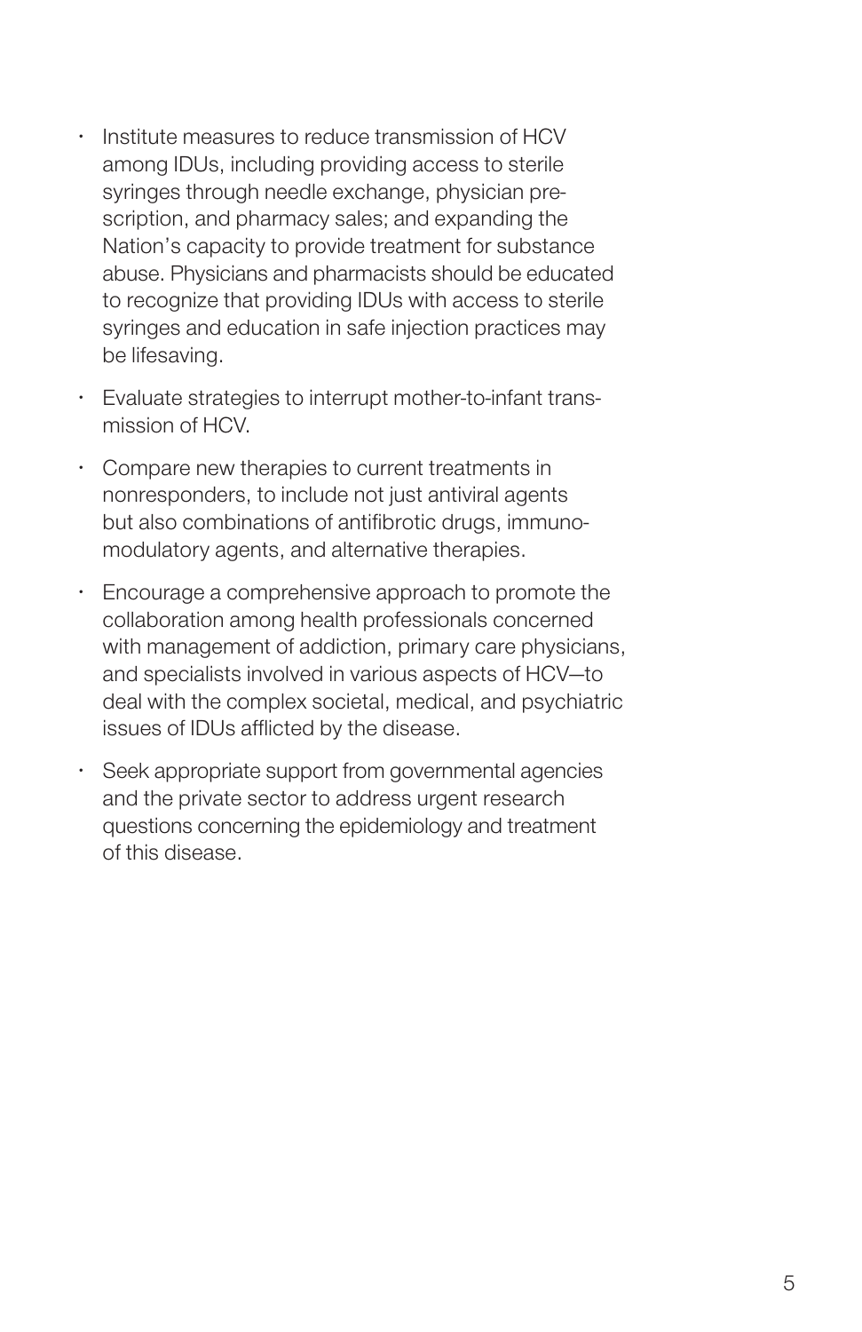- Institute measures to reduce transmission of HCV among IDUs, including providing access to sterile syringes through needle exchange, physician prescription, and pharmacy sales; and expanding the Nation's capacity to provide treatment for substance abuse. Physicians and pharmacists should be educated to recognize that providing IDUs with access to sterile syringes and education in safe injection practices may be lifesaving.
- Evaluate strategies to interrupt mother-to-infant transmission of HCV.
- Compare new therapies to current treatments in nonresponders, to include not just antiviral agents but also combinations of antifibrotic drugs, immunomodulatory agents, and alternative therapies.
- Encourage a comprehensive approach to promote the collaboration among health professionals concerned with management of addiction, primary care physicians, and specialists involved in various aspects of HCV—to deal with the complex societal, medical, and psychiatric issues of IDUs afflicted by the disease.
- Seek appropriate support from governmental agencies and the private sector to address urgent research questions concerning the epidemiology and treatment of this disease.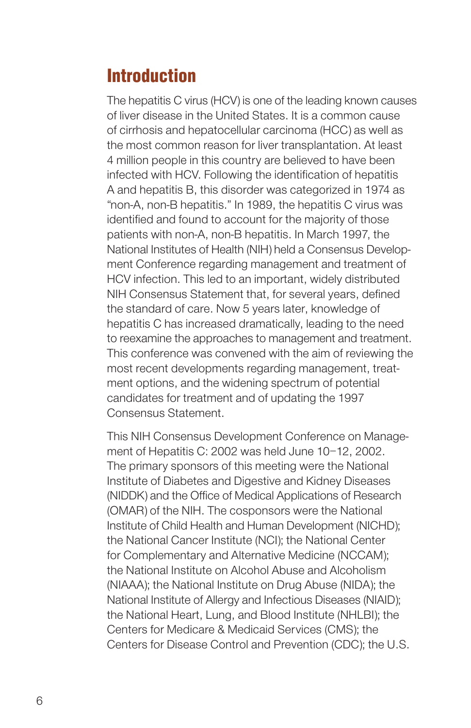# Introduction

The hepatitis C virus (HCV) is one of the leading known causes of liver disease in the United States. It is a common cause of cirrhosis and hepatocellular carcinoma (HCC) as well as the most common reason for liver transplantation. At least 4 million people in this country are believed to have been infected with HCV. Following the identification of hepatitis A and hepatitis B, this disorder was categorized in 1974 as "non-A, non-B hepatitis." In 1989, the hepatitis C virus was identified and found to account for the majority of those patients with non-A, non-B hepatitis. In March 1997, the National Institutes of Health (NIH) held a Consensus Development Conference regarding management and treatment of HCV infection. This led to an important, widely distributed NIH Consensus Statement that, for several years, defined the standard of care. Now 5 years later, knowledge of hepatitis C has increased dramatically, leading to the need to reexamine the approaches to management and treatment. This conference was convened with the aim of reviewing the most recent developments regarding management, treatment options, and the widening spectrum of potential candidates for treatment and of updating the 1997 Consensus Statement.

This NIH Consensus Development Conference on Management of Hepatitis C: 2002 was held June 10–12, 2002. The primary sponsors of this meeting were the National Institute of Diabetes and Digestive and Kidney Diseases (NIDDK) and the Office of Medical Applications of Research (OMAR) of the NIH. The cosponsors were the National Institute of Child Health and Human Development (NICHD); the National Cancer Institute (NCI); the National Center for Complementary and Alternative Medicine (NCCAM); the National Institute on Alcohol Abuse and Alcoholism (NIAAA); the National Institute on Drug Abuse (NIDA); the National Institute of Allergy and Infectious Diseases (NIAID); the National Heart, Lung, and Blood Institute (NHLBI); the Centers for Medicare & Medicaid Services (CMS); the Centers for Disease Control and Prevention (CDC); the U.S.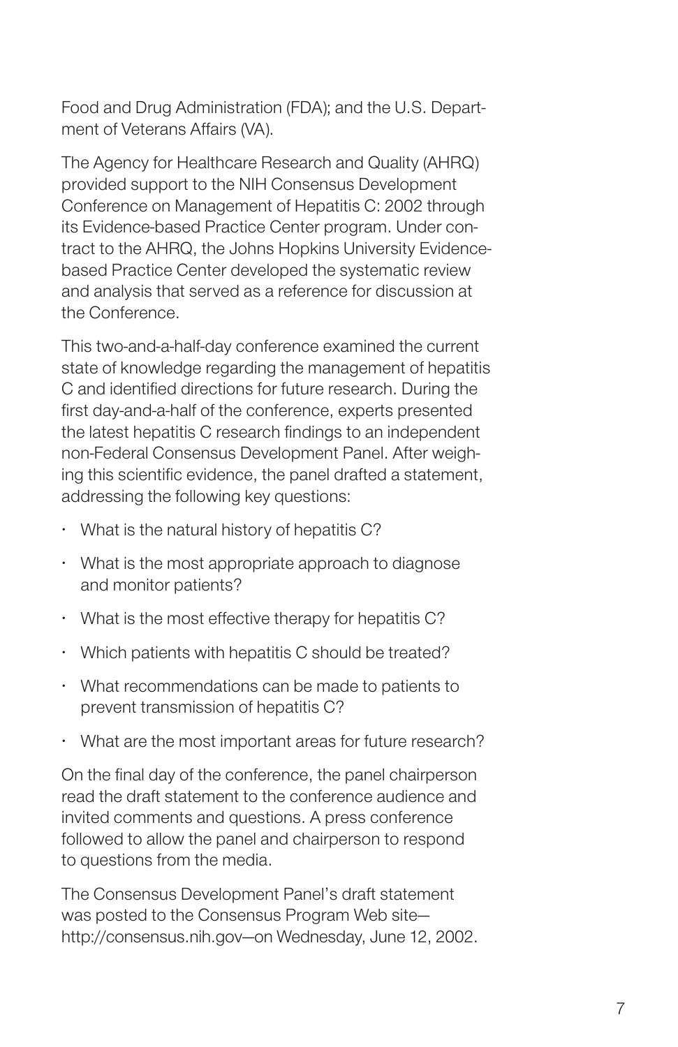Food and Drug Administration (FDA); and the U.S. Department of Veterans Affairs (VA).

The Agency for Healthcare Research and Quality (AHRQ) provided support to the NIH Consensus Development Conference on Management of Hepatitis C: 2002 through its Evidence-based Practice Center program. Under contract to the AHRQ, the Johns Hopkins University Evidence-based Practice Center developed the systematic review and analysis that served as a reference for discussion at the Conference.

This two-and-a-half-day conference examined the current state of knowledge regarding the management of hepatitis C and identified directions for future research. During the first day-and-a-half of the conference, experts presented the latest hepatitis C research findings to an independent non-Federal Consensus Development Panel. After weighing this scientific evidence, the panel drafted a statement, addressing the following key questions:

- What is the natural history of hepatitis C?
- What is the most appropriate approach to diagnose and monitor patients?
- What is the most effective therapy for hepatitis C?
- Which patients with hepatitis C should be treated?
- What recommendations can be made to patients to prevent transmission of hepatitis C?
- What are the most important areas for future research?

On the final day of the conference, the panel chairperson read the draft statement to the conference audience and invited comments and questions. A press conference followed to allow the panel and chairperson to respond to questions from the media.

The Consensus Development Panel's draft statement was posted to the Consensus Program Web site—http://consensus.nih.gov—on Wednesday, June 12, 2002.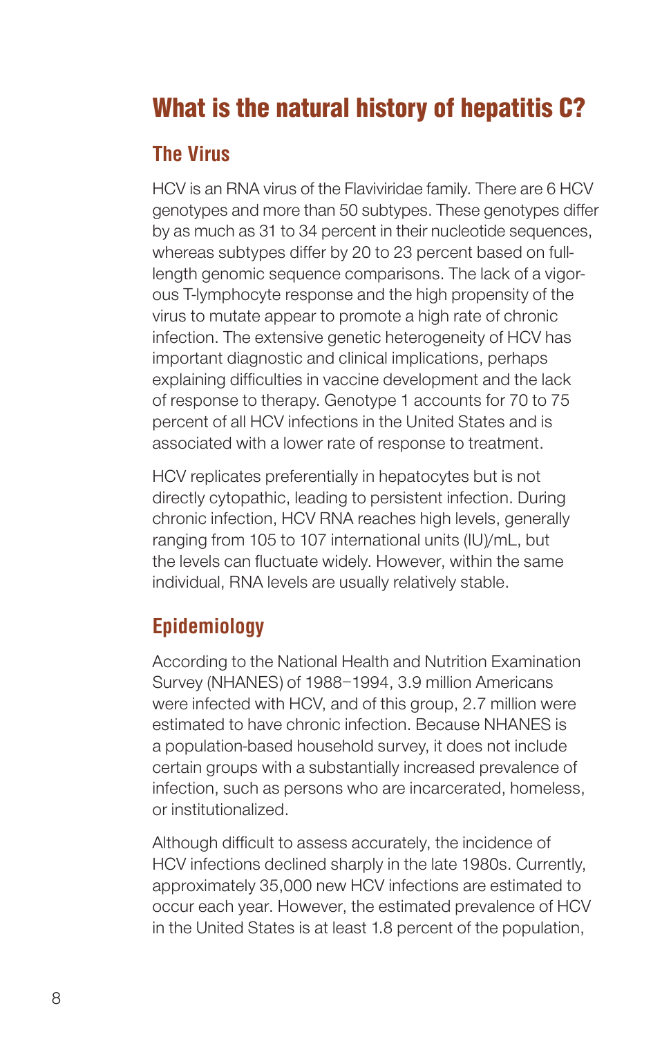# What is the natural history of hepatitis C?

## The Virus

HCV is an RNA virus of the Flaviviridae family. There are 6 HCV genotypes and more than 50 subtypes. These genotypes differ by as much as 31 to 34 percent in their nucleotide sequences, whereas subtypes differ by 20 to 23 percent based on full-length genomic sequence comparisons. The lack of a vigorous T-lymphocyte response and the high propensity of the virus to mutate appear to promote a high rate of chronic infection. The extensive genetic heterogeneity of HCV has important diagnostic and clinical implications, perhaps explaining difficulties in vaccine development and the lack of response to therapy. Genotype 1 accounts for 70 to 75 percent of all HCV infections in the United States and is associated with a lower rate of response to treatment.

HCV replicates preferentially in hepatocytes but is not directly cytopathic, leading to persistent infection. During chronic infection, HCV RNA reaches high levels, generally ranging from 105 to 107 international units (IU)/mL, but the levels can fluctuate widely. However, within the same individual, RNA levels are usually relatively stable.

## Epidemiology

According to the National Health and Nutrition Examination Survey (NHANES) of 1988–1994, 3.9 million Americans were infected with HCV, and of this group, 2.7 million were estimated to have chronic infection. Because NHANES is a population-based household survey, it does not include certain groups with a substantially increased prevalence of infection, such as persons who are incarcerated, homeless, or institutionalized.

Although difficult to assess accurately, the incidence of HCV infections declined sharply in the late 1980s. Currently, approximately 35,000 new HCV infections are estimated to occur each year. However, the estimated prevalence of HCV in the United States is at least 1.8 percent of the population,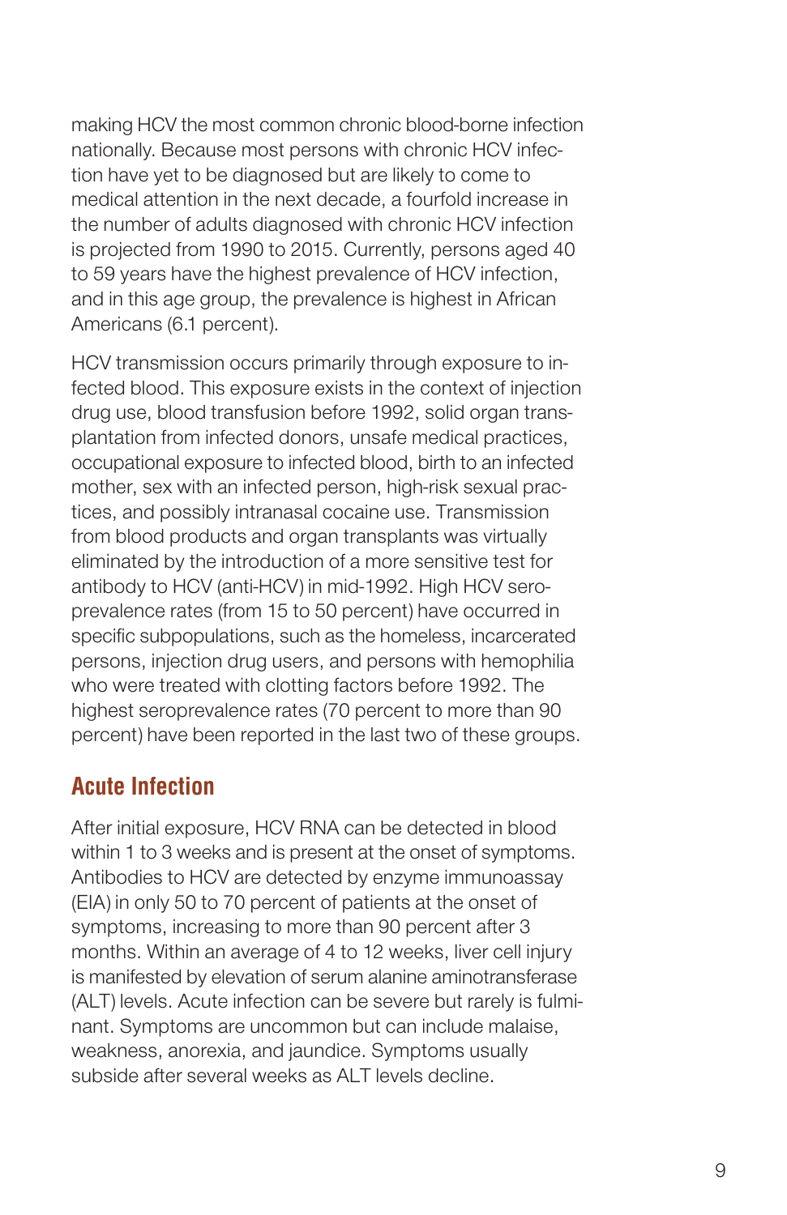making HCV the most common chronic blood-borne infection nationally. Because most persons with chronic HCV infection have yet to be diagnosed but are likely to come to medical attention in the next decade, a fourfold increase in the number of adults diagnosed with chronic HCV infection is projected from 1990 to 2015. Currently, persons aged 40 to 59 years have the highest prevalence of HCV infection, and in this age group, the prevalence is highest in African Americans (6.1 percent).

HCV transmission occurs primarily through exposure to infected blood. This exposure exists in the context of injection drug use, blood transfusion before 1992, solid organ transplantation from infected donors, unsafe medical practices, occupational exposure to infected blood, birth to an infected mother, sex with an infected person, high-risk sexual practices, and possibly intranasal cocaine use. Transmission from blood products and organ transplants was virtually eliminated by the introduction of a more sensitive test for antibody to HCV (anti-HCV) in mid-1992. High HCV seroprevalence rates (from 15 to 50 percent) have occurred in specific subpopulations, such as the homeless, incarcerated persons, injection drug users, and persons with hemophilia who were treated with clotting factors before 1992. The highest seroprevalence rates (70 percent to more than 90 percent) have been reported in the last two of these groups.

## Acute Infection

After initial exposure, HCV RNA can be detected in blood within 1 to 3 weeks and is present at the onset of symptoms. Antibodies to HCV are detected by enzyme immunoassay (EIA) in only 50 to 70 percent of patients at the onset of symptoms, increasing to more than 90 percent after 3 months. Within an average of 4 to 12 weeks, liver cell injury is manifested by elevation of serum alanine aminotransferase (ALT) levels. Acute infection can be severe but rarely is fulminant. Symptoms are uncommon but can include malaise, weakness, anorexia, and jaundice. Symptoms usually subside after several weeks as ALT levels decline.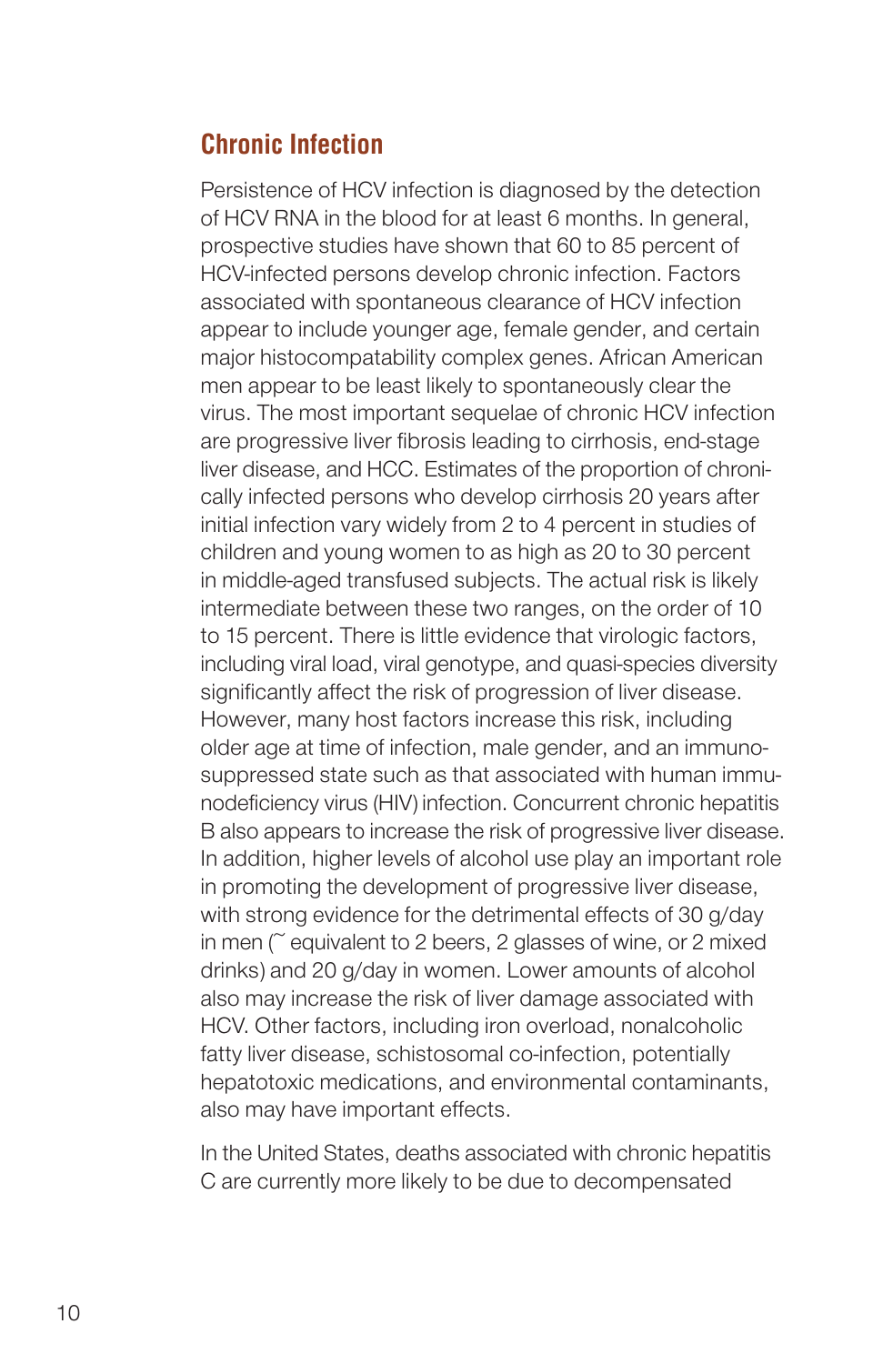## Chronic Infection

Persistence of HCV infection is diagnosed by the detection of HCV RNA in the blood for at least 6 months. In general, prospective studies have shown that 60 to 85 percent of HCV-infected persons develop chronic infection. Factors associated with spontaneous clearance of HCV infection appear to include younger age, female gender, and certain major histocompatability complex genes. African American men appear to be least likely to spontaneously clear the virus. The most important sequelae of chronic HCV infection are progressive liver fibrosis leading to cirrhosis, end-stage liver disease, and HCC. Estimates of the proportion of chronically infected persons who develop cirrhosis 20 years after initial infection vary widely from 2 to 4 percent in studies of children and young women to as high as 20 to 30 percent in middle-aged transfused subjects. The actual risk is likely intermediate between these two ranges, on the order of 10 to 15 percent. There is little evidence that virologic factors, including viral load, viral genotype, and quasi-species diversity significantly affect the risk of progression of liver disease. However, many host factors increase this risk, including older age at time of infection, male gender, and an immunosuppressed state such as that associated with human immunodeficiency virus (HIV) infection. Concurrent chronic hepatitis B also appears to increase the risk of progressive liver disease. In addition, higher levels of alcohol use play an important role in promoting the development of progressive liver disease, with strong evidence for the detrimental effects of 30 g/day in men (~ equivalent to 2 beers, 2 glasses of wine, or 2 mixed drinks) and 20 g/day in women. Lower amounts of alcohol also may increase the risk of liver damage associated with HCV. Other factors, including iron overload, nonalcoholic fatty liver disease, schistosomal co-infection, potentially hepatotoxic medications, and environmental contaminants, also may have important effects.

In the United States, deaths associated with chronic hepatitis C are currently more likely to be due to decompensated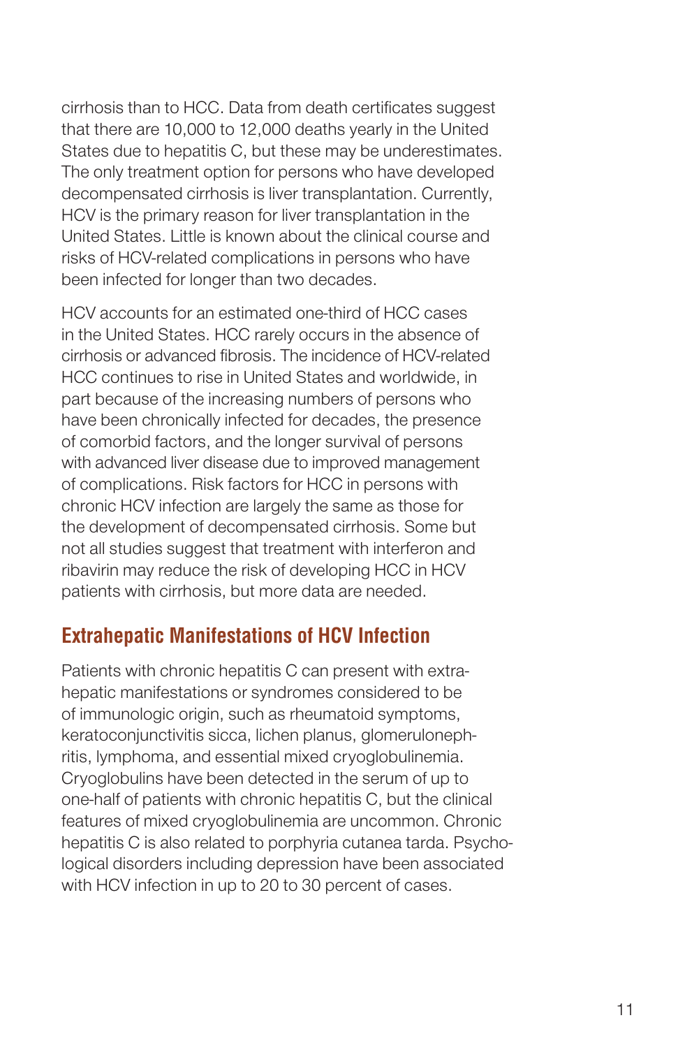cirrhosis than to HCC. Data from death certificates suggest that there are 10,000 to 12,000 deaths yearly in the United States due to hepatitis C, but these may be underestimates. The only treatment option for persons who have developed decompensated cirrhosis is liver transplantation. Currently, HCV is the primary reason for liver transplantation in the United States. Little is known about the clinical course and risks of HCV-related complications in persons who have been infected for longer than two decades.

HCV accounts for an estimated one-third of HCC cases in the United States. HCC rarely occurs in the absence of cirrhosis or advanced fibrosis. The incidence of HCV-related HCC continues to rise in United States and worldwide, in part because of the increasing numbers of persons who have been chronically infected for decades, the presence of comorbid factors, and the longer survival of persons with advanced liver disease due to improved management of complications. Risk factors for HCC in persons with chronic HCV infection are largely the same as those for the development of decompensated cirrhosis. Some but not all studies suggest that treatment with interferon and ribavirin may reduce the risk of developing HCC in HCV patients with cirrhosis, but more data are needed.

## Extrahepatic Manifestations of HCV Infection

Patients with chronic hepatitis C can present with extrahepatic manifestations or syndromes considered to be of immunologic origin, such as rheumatoid symptoms, keratoconjunctivitis sicca, lichen planus, glomerulonephritis, lymphoma, and essential mixed cryoglobulinemia. Cryoglobulins have been detected in the serum of up to one-half of patients with chronic hepatitis C, but the clinical features of mixed cryoglobulinemia are uncommon. Chronic hepatitis C is also related to porphyria cutanea tarda. Psychological disorders including depression have been associated with HCV infection in up to 20 to 30 percent of cases.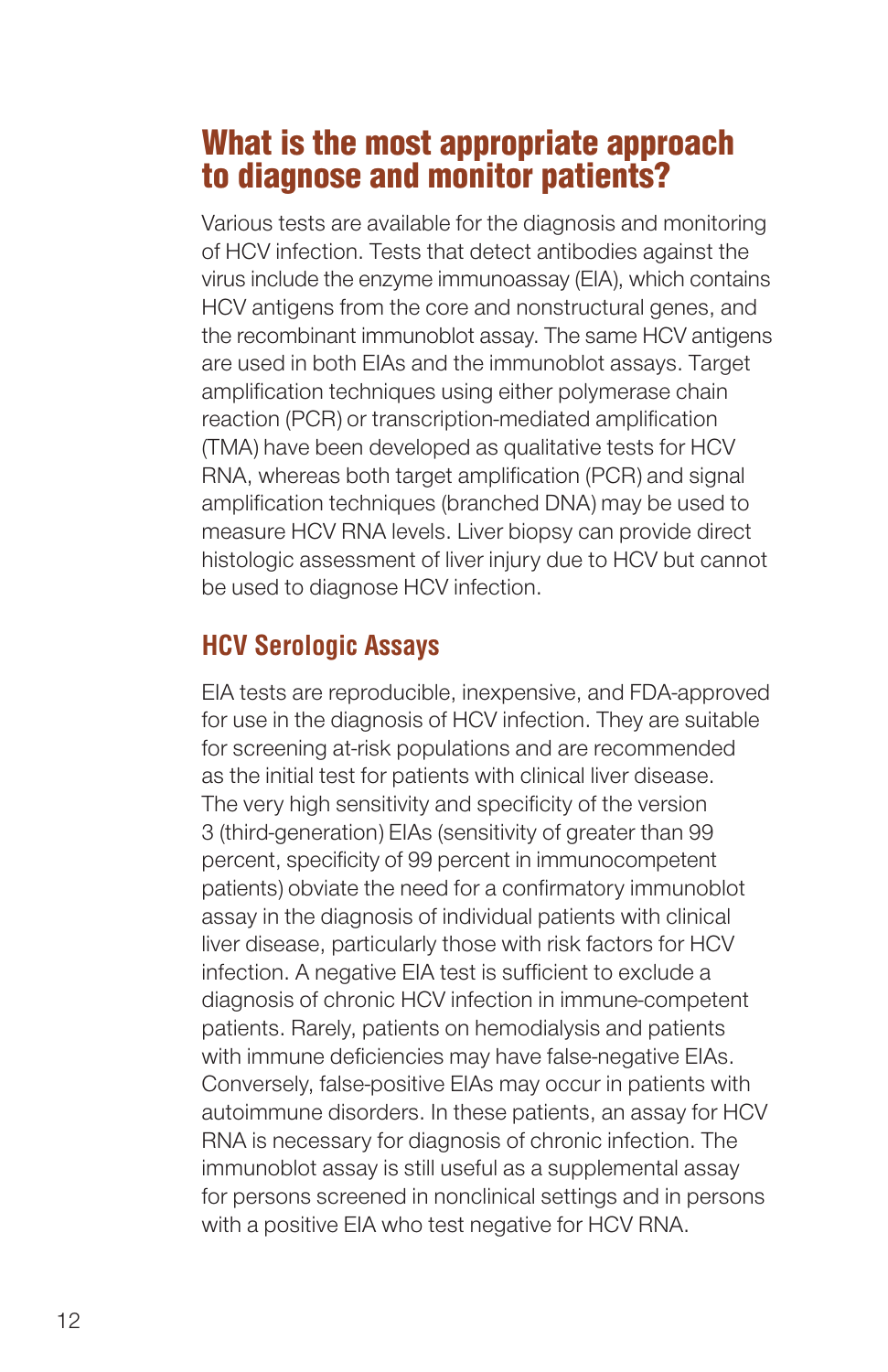## What is the most appropriate approach to diagnose and monitor patients?

Various tests are available for the diagnosis and monitoring of HCV infection. Tests that detect antibodies against the virus include the enzyme immunoassay (EIA), which contains HCV antigens from the core and nonstructural genes, and the recombinant immunoblot assay. The same HCV antigens are used in both EIAs and the immunoblot assays. Target amplification techniques using either polymerase chain reaction (PCR) or transcription-mediated amplification (TMA) have been developed as qualitative tests for HCV RNA, whereas both target amplification (PCR) and signal amplification techniques (branched DNA) may be used to measure HCV RNA levels. Liver biopsy can provide direct histologic assessment of liver injury due to HCV but cannot be used to diagnose HCV infection.

### HCV Serologic Assays

EIA tests are reproducible, inexpensive, and FDA-approved for use in the diagnosis of HCV infection. They are suitable for screening at-risk populations and are recommended as the initial test for patients with clinical liver disease. The very high sensitivity and specificity of the version 3 (third-generation) EIAs (sensitivity of greater than 99 percent, specificity of 99 percent in immunocompetent patients) obviate the need for a confirmatory immunoblot assay in the diagnosis of individual patients with clinical liver disease, particularly those with risk factors for HCV infection. A negative EIA test is sufficient to exclude a diagnosis of chronic HCV infection in immune-competent patients. Rarely, patients on hemodialysis and patients with immune deficiencies may have false-negative EIAs. Conversely, false-positive EIAs may occur in patients with autoimmune disorders. In these patients, an assay for HCV RNA is necessary for diagnosis of chronic infection. The immunoblot assay is still useful as a supplemental assay for persons screened in nonclinical settings and in persons with a positive EIA who test negative for HCV RNA.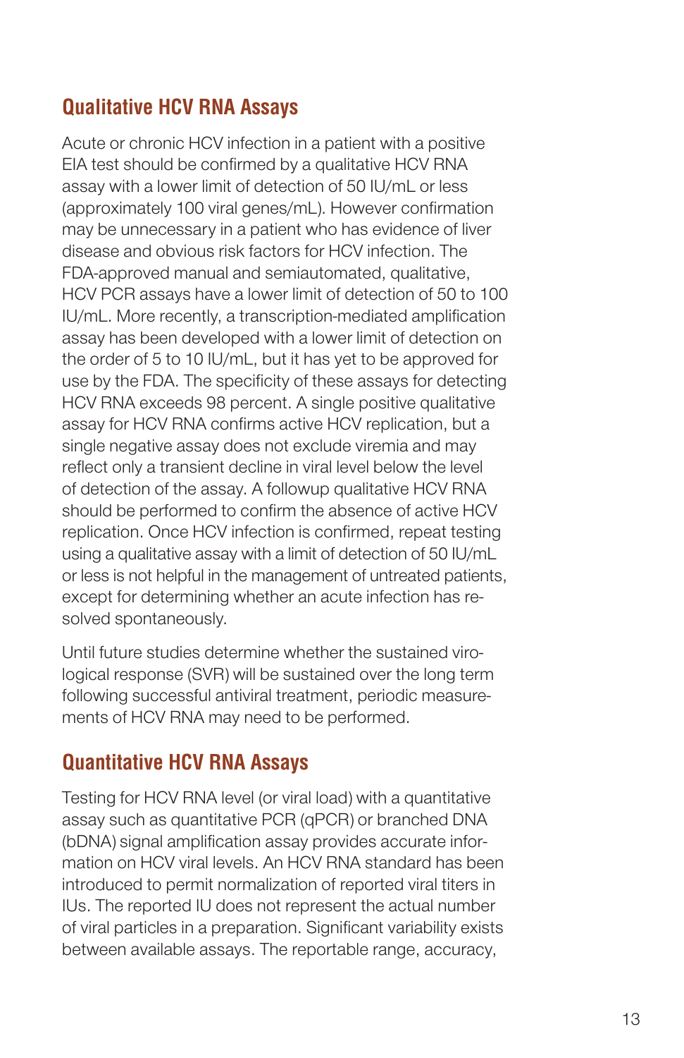## Qualitative HCV RNA Assays

Acute or chronic HCV infection in a patient with a positive EIA test should be confirmed by a qualitative HCV RNA assay with a lower limit of detection of 50 IU/mL or less (approximately 100 viral genes/mL). However confirmation may be unnecessary in a patient who has evidence of liver disease and obvious risk factors for HCV infection. The FDA-approved manual and semiautomated, qualitative, HCV PCR assays have a lower limit of detection of 50 to 100 IU/mL. More recently, a transcription-mediated amplification assay has been developed with a lower limit of detection on the order of 5 to 10 IU/mL, but it has yet to be approved for use by the FDA. The specificity of these assays for detecting HCV RNA exceeds 98 percent. A single positive qualitative assay for HCV RNA confirms active HCV replication, but a single negative assay does not exclude viremia and may reflect only a transient decline in viral level below the level of detection of the assay. A followup qualitative HCV RNA should be performed to confirm the absence of active HCV replication. Once HCV infection is confirmed, repeat testing using a qualitative assay with a limit of detection of 50 IU/mL or less is not helpful in the management of untreated patients, except for determining whether an acute infection has resolved spontaneously.

Until future studies determine whether the sustained virological response (SVR) will be sustained over the long term following successful antiviral treatment, periodic measurements of HCV RNA may need to be performed.

## Quantitative HCV RNA Assays

Testing for HCV RNA level (or viral load) with a quantitative assay such as quantitative PCR (qPCR) or branched DNA (bDNA) signal amplification assay provides accurate information on HCV viral levels. An HCV RNA standard has been introduced to permit normalization of reported viral titers in IUs. The reported IU does not represent the actual number of viral particles in a preparation. Significant variability exists between available assays. The reportable range, accuracy,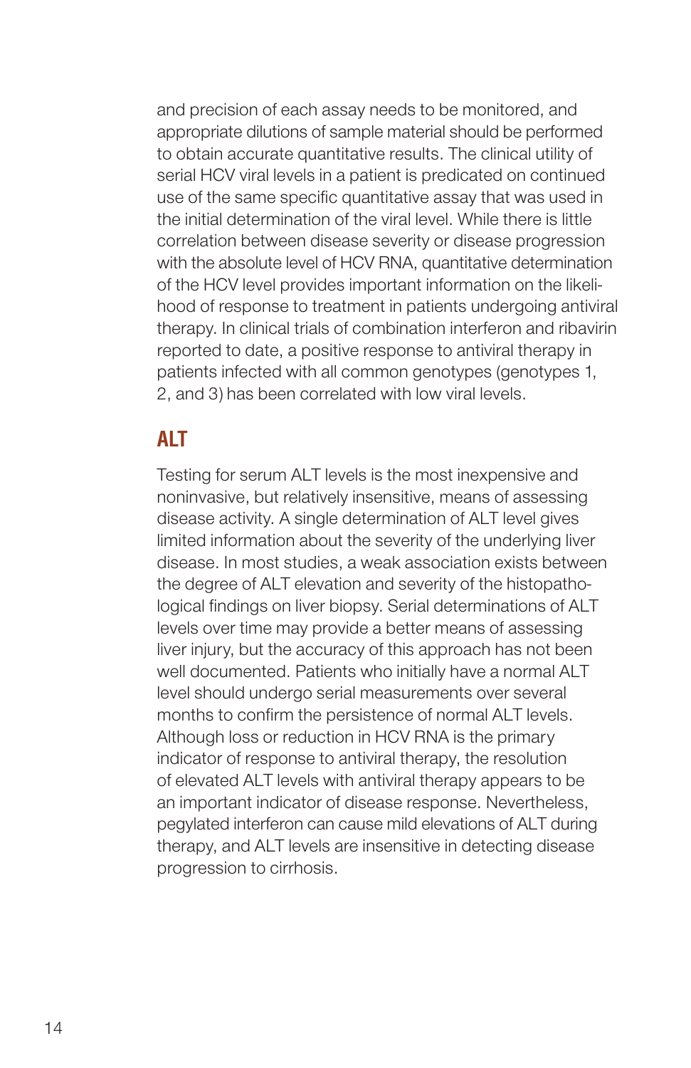and precision of each assay needs to be monitored, and appropriate dilutions of sample material should be performed to obtain accurate quantitative results. The clinical utility of serial HCV viral levels in a patient is predicated on continued use of the same specific quantitative assay that was used in the initial determination of the viral level. While there is little correlation between disease severity or disease progression with the absolute level of HCV RNA, quantitative determination of the HCV level provides important information on the likelihood of response to treatment in patients undergoing antiviral therapy. In clinical trials of combination interferon and ribavirin reported to date, a positive response to antiviral therapy in patients infected with all common genotypes (genotypes 1, 2, and 3) has been correlated with low viral levels.

## ALT

Testing for serum ALT levels is the most inexpensive and noninvasive, but relatively insensitive, means of assessing disease activity. A single determination of ALT level gives limited information about the severity of the underlying liver disease. In most studies, a weak association exists between the degree of ALT elevation and severity of the histopathological findings on liver biopsy. Serial determinations of ALT levels over time may provide a better means of assessing liver injury, but the accuracy of this approach has not been well documented. Patients who initially have a normal ALT level should undergo serial measurements over several months to confirm the persistence of normal ALT levels. Although loss or reduction in HCV RNA is the primary indicator of response to antiviral therapy, the resolution of elevated ALT levels with antiviral therapy appears to be an important indicator of disease response. Nevertheless, pegylated interferon can cause mild elevations of ALT during therapy, and ALT levels are insensitive in detecting disease progression to cirrhosis.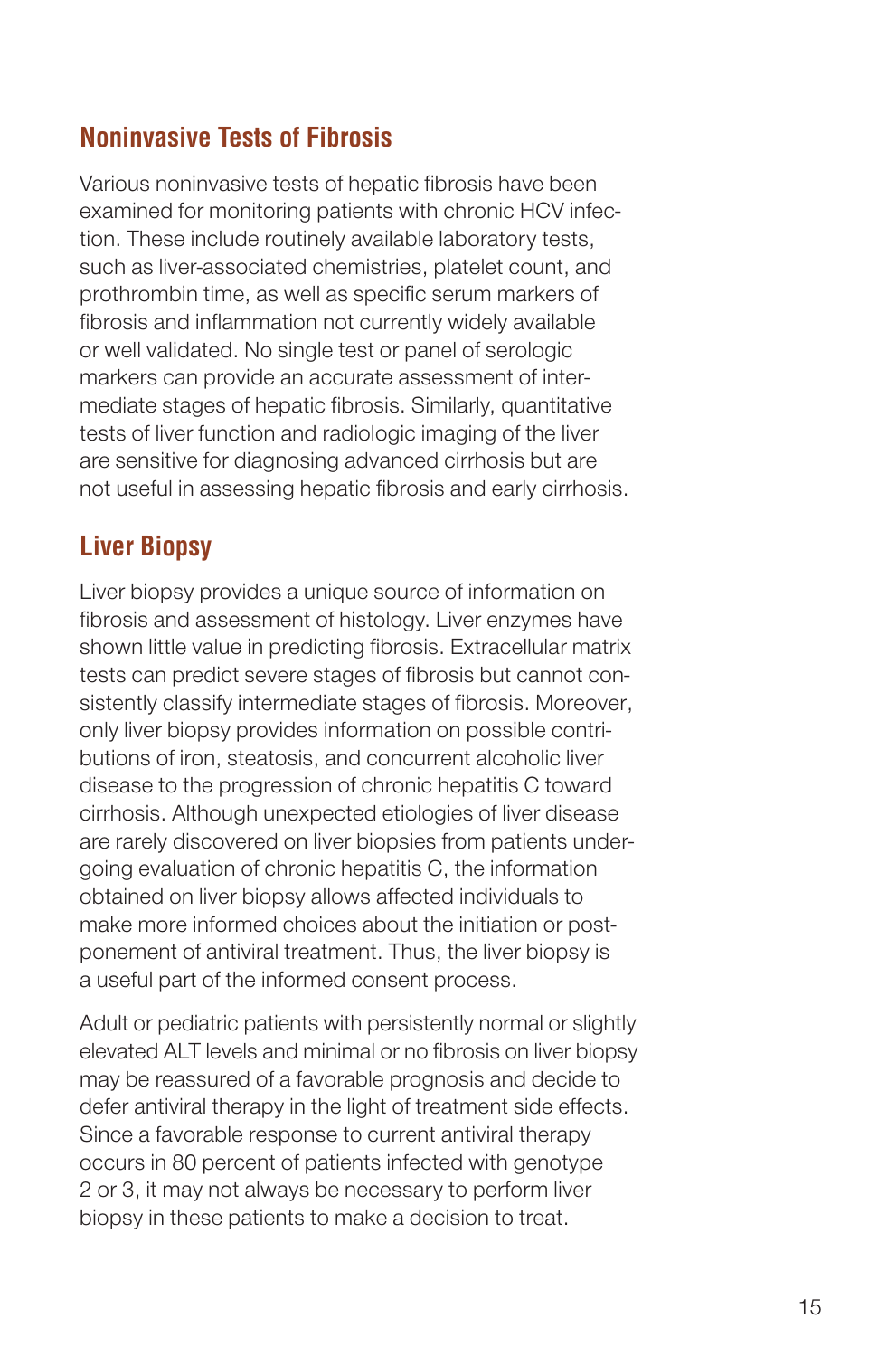## Noninvasive Tests of Fibrosis

Various noninvasive tests of hepatic fibrosis have been examined for monitoring patients with chronic HCV infection. These include routinely available laboratory tests, such as liver-associated chemistries, platelet count, and prothrombin time, as well as specific serum markers of fibrosis and inflammation not currently widely available or well validated. No single test or panel of serologic markers can provide an accurate assessment of intermediate stages of hepatic fibrosis. Similarly, quantitative tests of liver function and radiologic imaging of the liver are sensitive for diagnosing advanced cirrhosis but are not useful in assessing hepatic fibrosis and early cirrhosis.

## Liver Biopsy

Liver biopsy provides a unique source of information on fibrosis and assessment of histology. Liver enzymes have shown little value in predicting fibrosis. Extracellular matrix tests can predict severe stages of fibrosis but cannot consistently classify intermediate stages of fibrosis. Moreover, only liver biopsy provides information on possible contributions of iron, steatosis, and concurrent alcoholic liver disease to the progression of chronic hepatitis C toward cirrhosis. Although unexpected etiologies of liver disease are rarely discovered on liver biopsies from patients undergoing evaluation of chronic hepatitis C, the information obtained on liver biopsy allows affected individuals to make more informed choices about the initiation or postponement of antiviral treatment. Thus, the liver biopsy is a useful part of the informed consent process.

Adult or pediatric patients with persistently normal or slightly elevated ALT levels and minimal or no fibrosis on liver biopsy may be reassured of a favorable prognosis and decide to defer antiviral therapy in the light of treatment side effects. Since a favorable response to current antiviral therapy occurs in 80 percent of patients infected with genotype 2 or 3, it may not always be necessary to perform liver biopsy in these patients to make a decision to treat.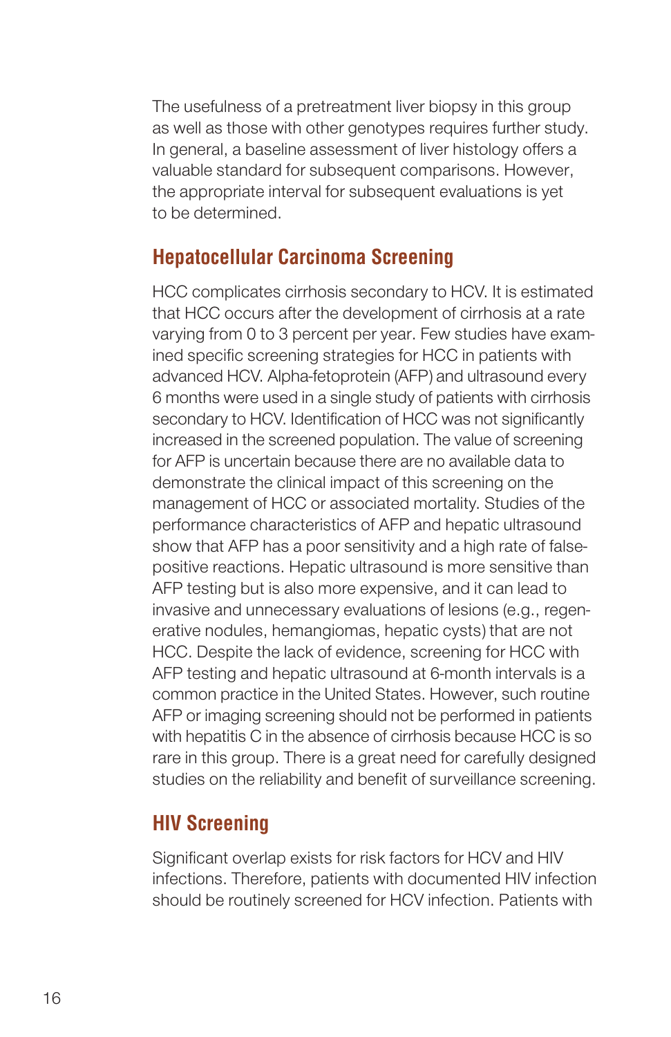The usefulness of a pretreatment liver biopsy in this group as well as those with other genotypes requires further study. In general, a baseline assessment of liver histology offers a valuable standard for subsequent comparisons. However, the appropriate interval for subsequent evaluations is yet to be determined.

## Hepatocellular Carcinoma Screening

HCC complicates cirrhosis secondary to HCV. It is estimated that HCC occurs after the development of cirrhosis at a rate varying from 0 to 3 percent per year. Few studies have examined specific screening strategies for HCC in patients with advanced HCV. Alpha-fetoprotein (AFP) and ultrasound every 6 months were used in a single study of patients with cirrhosis secondary to HCV. Identification of HCC was not significantly increased in the screened population. The value of screening for AFP is uncertain because there are no available data to demonstrate the clinical impact of this screening on the management of HCC or associated mortality. Studies of the performance characteristics of AFP and hepatic ultrasound show that AFP has a poor sensitivity and a high rate of false-positive reactions. Hepatic ultrasound is more sensitive than AFP testing but is also more expensive, and it can lead to invasive and unnecessary evaluations of lesions (e.g., regenerative nodules, hemangiomas, hepatic cysts) that are not HCC. Despite the lack of evidence, screening for HCC with AFP testing and hepatic ultrasound at 6-month intervals is a common practice in the United States. However, such routine AFP or imaging screening should not be performed in patients with hepatitis C in the absence of cirrhosis because HCC is so rare in this group. There is a great need for carefully designed studies on the reliability and benefit of surveillance screening.

## HIV Screening

Significant overlap exists for risk factors for HCV and HIV infections. Therefore, patients with documented HIV infection should be routinely screened for HCV infection. Patients with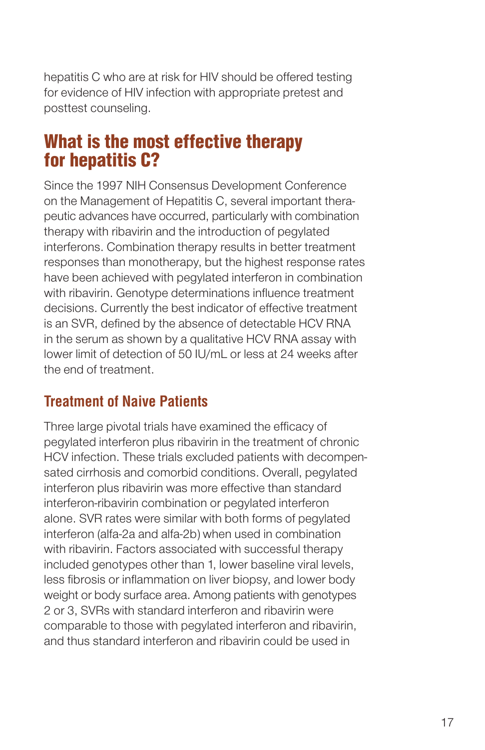hepatitis C who are at risk for HIV should be offered testing for evidence of HIV infection with appropriate pretest and posttest counseling.

## What is the most effective therapy for hepatitis C?

Since the 1997 NIH Consensus Development Conference on the Management of Hepatitis C, several important therapeutic advances have occurred, particularly with combination therapy with ribavirin and the introduction of pegylated interferons. Combination therapy results in better treatment responses than monotherapy, but the highest response rates have been achieved with pegylated interferon in combination with ribavirin. Genotype determinations influence treatment decisions. Currently the best indicator of effective treatment is an SVR, defined by the absence of detectable HCV RNA in the serum as shown by a qualitative HCV RNA assay with lower limit of detection of 50 IU/mL or less at 24 weeks after the end of treatment.

### Treatment of Naive Patients

Three large pivotal trials have examined the efficacy of pegylated interferon plus ribavirin in the treatment of chronic HCV infection. These trials excluded patients with decompensated cirrhosis and comorbid conditions. Overall, pegylated interferon plus ribavirin was more effective than standard interferon-ribavirin combination or pegylated interferon alone. SVR rates were similar with both forms of pegylated interferon (alfa-2a and alfa-2b) when used in combination with ribavirin. Factors associated with successful therapy included genotypes other than 1, lower baseline viral levels, less fibrosis or inflammation on liver biopsy, and lower body weight or body surface area. Among patients with genotypes 2 or 3, SVRs with standard interferon and ribavirin were comparable to those with pegylated interferon and ribavirin, and thus standard interferon and ribavirin could be used in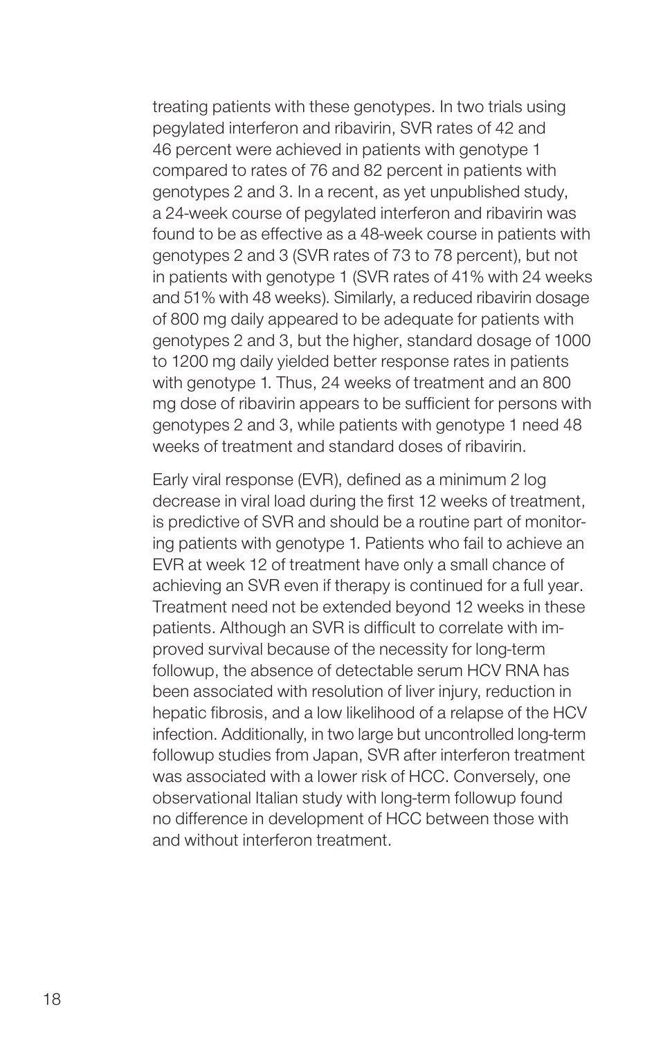treating patients with these genotypes. In two trials using pegylated interferon and ribavirin, SVR rates of 42 and 46 percent were achieved in patients with genotype 1 compared to rates of 76 and 82 percent in patients with genotypes 2 and 3. In a recent, as yet unpublished study, a 24-week course of pegylated interferon and ribavirin was found to be as effective as a 48-week course in patients with genotypes 2 and 3 (SVR rates of 73 to 78 percent), but not in patients with genotype 1 (SVR rates of 41% with 24 weeks and 51% with 48 weeks). Similarly, a reduced ribavirin dosage of 800 mg daily appeared to be adequate for patients with genotypes 2 and 3, but the higher, standard dosage of 1000 to 1200 mg daily yielded better response rates in patients with genotype 1. Thus, 24 weeks of treatment and an 800 mg dose of ribavirin appears to be sufficient for persons with genotypes 2 and 3, while patients with genotype 1 need 48 weeks of treatment and standard doses of ribavirin.

Early viral response (EVR), defined as a minimum 2 log decrease in viral load during the first 12 weeks of treatment, is predictive of SVR and should be a routine part of monitoring patients with genotype 1. Patients who fail to achieve an EVR at week 12 of treatment have only a small chance of achieving an SVR even if therapy is continued for a full year. Treatment need not be extended beyond 12 weeks in these patients. Although an SVR is difficult to correlate with improved survival because of the necessity for long-term followup, the absence of detectable serum HCV RNA has been associated with resolution of liver injury, reduction in hepatic fibrosis, and a low likelihood of a relapse of the HCV infection. Additionally, in two large but uncontrolled long-term followup studies from Japan, SVR after interferon treatment was associated with a lower risk of HCC. Conversely, one observational Italian study with long-term followup found no difference in development of HCC between those with and without interferon treatment.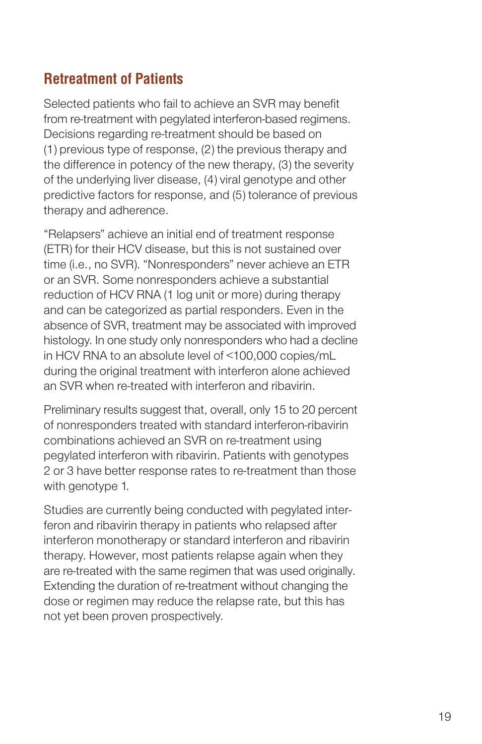## Retreatment of Patients

Selected patients who fail to achieve an SVR may benefit from re-treatment with pegylated interferon-based regimens. Decisions regarding re-treatment should be based on (1) previous type of response, (2) the previous therapy and the difference in potency of the new therapy, (3) the severity of the underlying liver disease, (4) viral genotype and other predictive factors for response, and (5) tolerance of previous therapy and adherence.

"Relapsers" achieve an initial end of treatment response (ETR) for their HCV disease, but this is not sustained over time (i.e., no SVR). "Nonresponders" never achieve an ETR or an SVR. Some nonresponders achieve a substantial reduction of HCV RNA (1 log unit or more) during therapy and can be categorized as partial responders. Even in the absence of SVR, treatment may be associated with improved histology. In one study only nonresponders who had a decline in HCV RNA to an absolute level of <100,000 copies/mL during the original treatment with interferon alone achieved an SVR when re-treated with interferon and ribavirin.

Preliminary results suggest that, overall, only 15 to 20 percent of nonresponders treated with standard interferon-ribavirin combinations achieved an SVR on re-treatment using pegylated interferon with ribavirin. Patients with genotypes 2 or 3 have better response rates to re-treatment than those with genotype 1.

Studies are currently being conducted with pegylated interferon and ribavirin therapy in patients who relapsed after interferon monotherapy or standard interferon and ribavirin therapy. However, most patients relapse again when they are re-treated with the same regimen that was used originally. Extending the duration of re-treatment without changing the dose or regimen may reduce the relapse rate, but this has not yet been proven prospectively.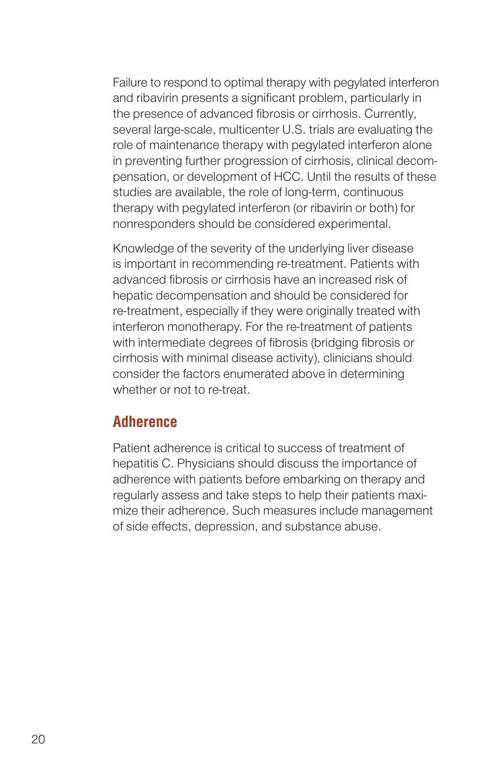Failure to respond to optimal therapy with pegylated interferon and ribavirin presents a significant problem, particularly in the presence of advanced fibrosis or cirrhosis. Currently, several large-scale, multicenter U.S. trials are evaluating the role of maintenance therapy with pegylated interferon alone in preventing further progression of cirrhosis, clinical decompensation, or development of HCC. Until the results of these studies are available, the role of long-term, continuous therapy with pegylated interferon (or ribavirin or both) for nonresponders should be considered experimental.

Knowledge of the severity of the underlying liver disease is important in recommending re-treatment. Patients with advanced fibrosis or cirrhosis have an increased risk of hepatic decompensation and should be considered for re-treatment, especially if they were originally treated with interferon monotherapy. For the re-treatment of patients with intermediate degrees of fibrosis (bridging fibrosis or cirrhosis with minimal disease activity), clinicians should consider the factors enumerated above in determining whether or not to re-treat.

## Adherence

Patient adherence is critical to success of treatment of hepatitis C. Physicians should discuss the importance of adherence with patients before embarking on therapy and regularly assess and take steps to help their patients maximize their adherence. Such measures include management of side effects, depression, and substance abuse.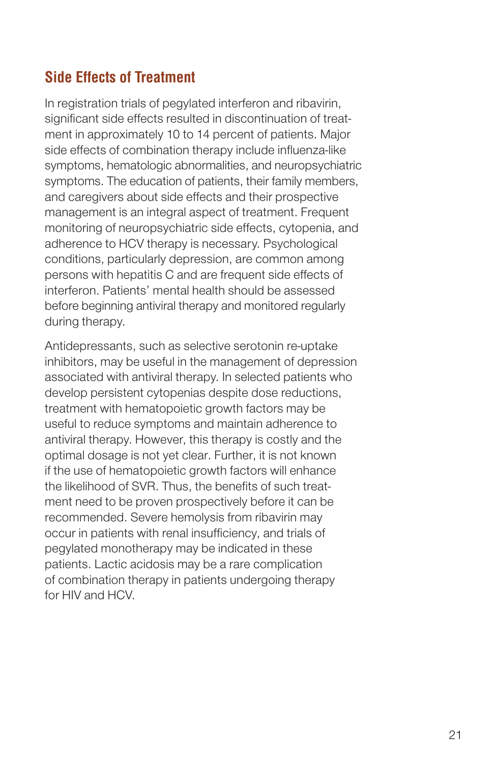## Side Effects of Treatment

In registration trials of pegylated interferon and ribavirin, significant side effects resulted in discontinuation of treatment in approximately 10 to 14 percent of patients. Major side effects of combination therapy include influenza-like symptoms, hematologic abnormalities, and neuropsychiatric symptoms. The education of patients, their family members, and caregivers about side effects and their prospective management is an integral aspect of treatment. Frequent monitoring of neuropsychiatric side effects, cytopenia, and adherence to HCV therapy is necessary. Psychological conditions, particularly depression, are common among persons with hepatitis C and are frequent side effects of interferon. Patients' mental health should be assessed before beginning antiviral therapy and monitored regularly during therapy.

Antidepressants, such as selective serotonin re-uptake inhibitors, may be useful in the management of depression associated with antiviral therapy. In selected patients who develop persistent cytopenias despite dose reductions, treatment with hematopoietic growth factors may be useful to reduce symptoms and maintain adherence to antiviral therapy. However, this therapy is costly and the optimal dosage is not yet clear. Further, it is not known if the use of hematopoietic growth factors will enhance the likelihood of SVR. Thus, the benefits of such treatment need to be proven prospectively before it can be recommended. Severe hemolysis from ribavirin may occur in patients with renal insufficiency, and trials of pegylated monotherapy may be indicated in these patients. Lactic acidosis may be a rare complication of combination therapy in patients undergoing therapy for HIV and HCV.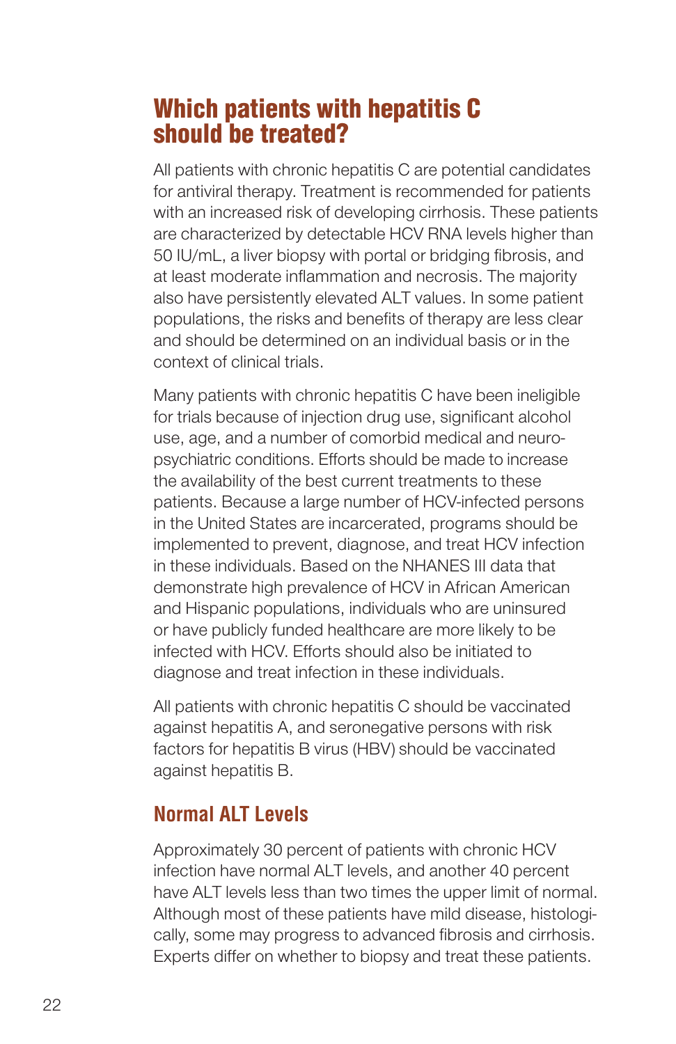## Which patients with hepatitis C should be treated?

All patients with chronic hepatitis C are potential candidates for antiviral therapy. Treatment is recommended for patients with an increased risk of developing cirrhosis. These patients are characterized by detectable HCV RNA levels higher than 50 IU/mL, a liver biopsy with portal or bridging fibrosis, and at least moderate inflammation and necrosis. The majority also have persistently elevated ALT values. In some patient populations, the risks and benefits of therapy are less clear and should be determined on an individual basis or in the context of clinical trials.

Many patients with chronic hepatitis C have been ineligible for trials because of injection drug use, significant alcohol use, age, and a number of comorbid medical and neuropsychiatric conditions. Efforts should be made to increase the availability of the best current treatments to these patients. Because a large number of HCV-infected persons in the United States are incarcerated, programs should be implemented to prevent, diagnose, and treat HCV infection in these individuals. Based on the NHANES III data that demonstrate high prevalence of HCV in African American and Hispanic populations, individuals who are uninsured or have publicly funded healthcare are more likely to be infected with HCV. Efforts should also be initiated to diagnose and treat infection in these individuals.

All patients with chronic hepatitis C should be vaccinated against hepatitis A, and seronegative persons with risk factors for hepatitis B virus (HBV) should be vaccinated against hepatitis B.

### Normal ALT Levels

Approximately 30 percent of patients with chronic HCV infection have normal ALT levels, and another 40 percent have ALT levels less than two times the upper limit of normal. Although most of these patients have mild disease, histologically, some may progress to advanced fibrosis and cirrhosis. Experts differ on whether to biopsy and treat these patients.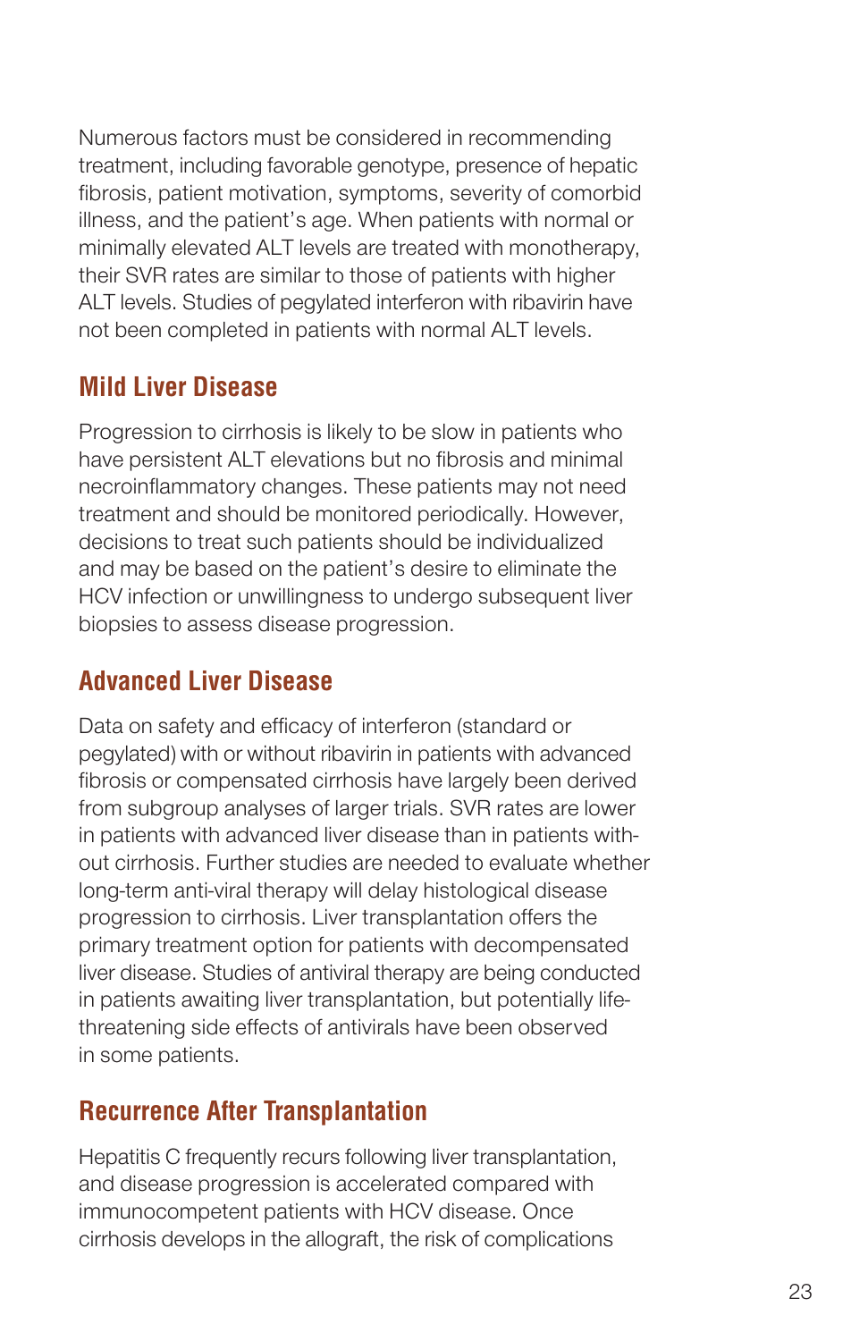Numerous factors must be considered in recommending treatment, including favorable genotype, presence of hepatic fibrosis, patient motivation, symptoms, severity of comorbid illness, and the patient's age. When patients with normal or minimally elevated ALT levels are treated with monotherapy, their SVR rates are similar to those of patients with higher ALT levels. Studies of pegylated interferon with ribavirin have not been completed in patients with normal ALT levels.

## Mild Liver Disease

Progression to cirrhosis is likely to be slow in patients who have persistent ALT elevations but no fibrosis and minimal necroinflammatory changes. These patients may not need treatment and should be monitored periodically. However, decisions to treat such patients should be individualized and may be based on the patient's desire to eliminate the HCV infection or unwillingness to undergo subsequent liver biopsies to assess disease progression.

## Advanced Liver Disease

Data on safety and efficacy of interferon (standard or pegylated) with or without ribavirin in patients with advanced fibrosis or compensated cirrhosis have largely been derived from subgroup analyses of larger trials. SVR rates are lower in patients with advanced liver disease than in patients without cirrhosis. Further studies are needed to evaluate whether long-term anti-viral therapy will delay histological disease progression to cirrhosis. Liver transplantation offers the primary treatment option for patients with decompensated liver disease. Studies of antiviral therapy are being conducted in patients awaiting liver transplantation, but potentially life-threatening side effects of antivirals have been observed in some patients.

## Recurrence After Transplantation

Hepatitis C frequently recurs following liver transplantation, and disease progression is accelerated compared with immunocompetent patients with HCV disease. Once cirrhosis develops in the allograft, the risk of complications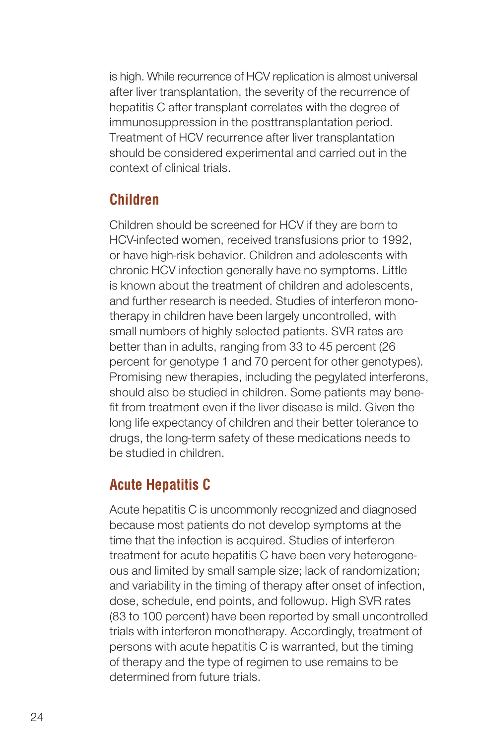is high. While recurrence of HCV replication is almost universal after liver transplantation, the severity of the recurrence of hepatitis C after transplant correlates with the degree of immunosuppression in the posttransplantation period. Treatment of HCV recurrence after liver transplantation should be considered experimental and carried out in the context of clinical trials.

## Children

Children should be screened for HCV if they are born to HCV-infected women, received transfusions prior to 1992, or have high-risk behavior. Children and adolescents with chronic HCV infection generally have no symptoms. Little is known about the treatment of children and adolescents, and further research is needed. Studies of interferon monotherapy in children have been largely uncontrolled, with small numbers of highly selected patients. SVR rates are better than in adults, ranging from 33 to 45 percent (26 percent for genotype 1 and 70 percent for other genotypes). Promising new therapies, including the pegylated interferons, should also be studied in children. Some patients may benefit from treatment even if the liver disease is mild. Given the long life expectancy of children and their better tolerance to drugs, the long-term safety of these medications needs to be studied in children.

## Acute Hepatitis C

Acute hepatitis C is uncommonly recognized and diagnosed because most patients do not develop symptoms at the time that the infection is acquired. Studies of interferon treatment for acute hepatitis C have been very heterogeneous and limited by small sample size; lack of randomization; and variability in the timing of therapy after onset of infection, dose, schedule, end points, and followup. High SVR rates (83 to 100 percent) have been reported by small uncontrolled trials with interferon monotherapy. Accordingly, treatment of persons with acute hepatitis C is warranted, but the timing of therapy and the type of regimen to use remains to be determined from future trials.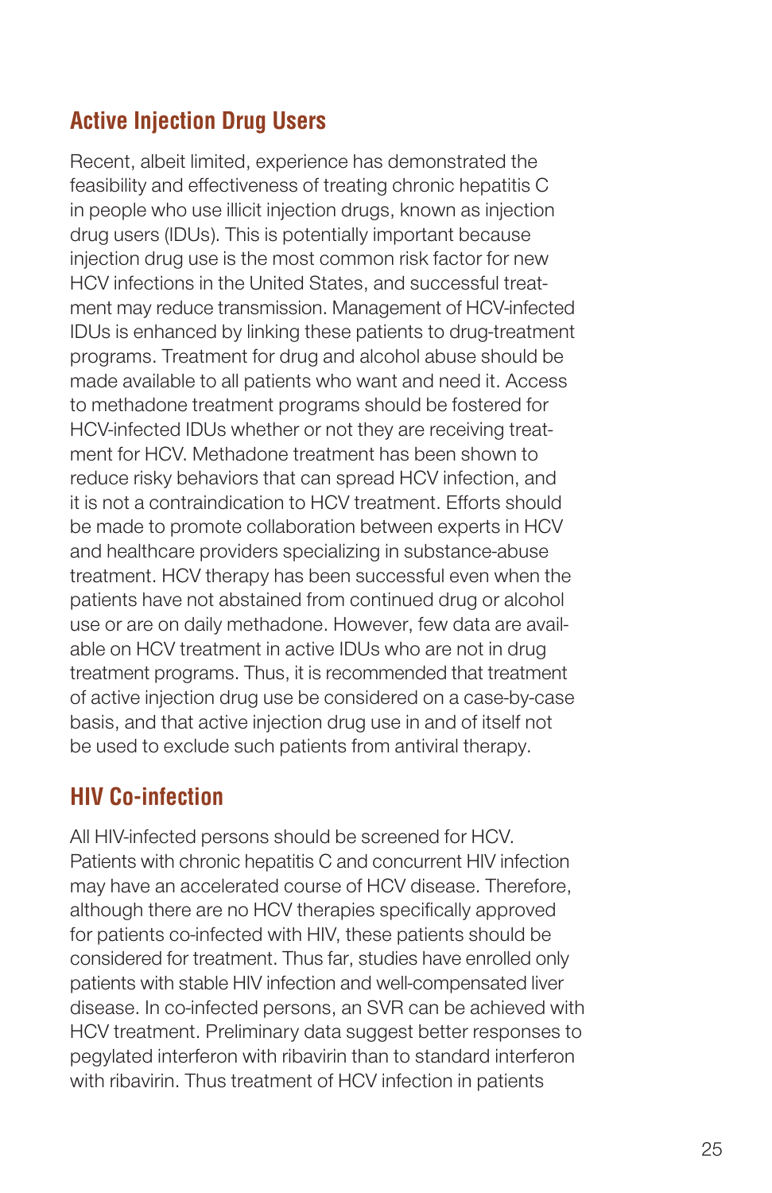## Active Injection Drug Users

Recent, albeit limited, experience has demonstrated the feasibility and effectiveness of treating chronic hepatitis C in people who use illicit injection drugs, known as injection drug users (IDUs). This is potentially important because injection drug use is the most common risk factor for new HCV infections in the United States, and successful treatment may reduce transmission. Management of HCV-infected IDUs is enhanced by linking these patients to drug-treatment programs. Treatment for drug and alcohol abuse should be made available to all patients who want and need it. Access to methadone treatment programs should be fostered for HCV-infected IDUs whether or not they are receiving treatment for HCV. Methadone treatment has been shown to reduce risky behaviors that can spread HCV infection, and it is not a contraindication to HCV treatment. Efforts should be made to promote collaboration between experts in HCV and healthcare providers specializing in substance-abuse treatment. HCV therapy has been successful even when the patients have not abstained from continued drug or alcohol use or are on daily methadone. However, few data are available on HCV treatment in active IDUs who are not in drug treatment programs. Thus, it is recommended that treatment of active injection drug use be considered on a case-by-case basis, and that active injection drug use in and of itself not be used to exclude such patients from antiviral therapy.

## HIV Co-infection

All HIV-infected persons should be screened for HCV. Patients with chronic hepatitis C and concurrent HIV infection may have an accelerated course of HCV disease. Therefore, although there are no HCV therapies specifically approved for patients co-infected with HIV, these patients should be considered for treatment. Thus far, studies have enrolled only patients with stable HIV infection and well-compensated liver disease. In co-infected persons, an SVR can be achieved with HCV treatment. Preliminary data suggest better responses to pegylated interferon with ribavirin than to standard interferon with ribavirin. Thus treatment of HCV infection in patients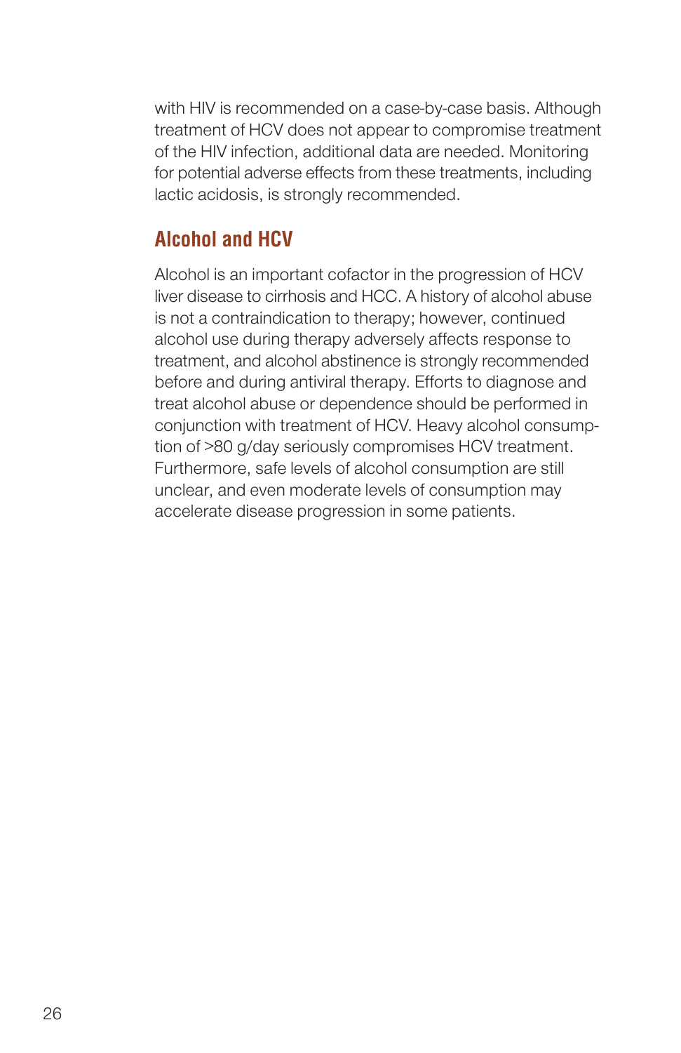with HIV is recommended on a case-by-case basis. Although treatment of HCV does not appear to compromise treatment of the HIV infection, additional data are needed. Monitoring for potential adverse effects from these treatments, including lactic acidosis, is strongly recommended.

## Alcohol and HCV

Alcohol is an important cofactor in the progression of HCV liver disease to cirrhosis and HCC. A history of alcohol abuse is not a contraindication to therapy; however, continued alcohol use during therapy adversely affects response to treatment, and alcohol abstinence is strongly recommended before and during antiviral therapy. Efforts to diagnose and treat alcohol abuse or dependence should be performed in conjunction with treatment of HCV. Heavy alcohol consumption of >80 g/day seriously compromises HCV treatment. Furthermore, safe levels of alcohol consumption are still unclear, and even moderate levels of consumption may accelerate disease progression in some patients.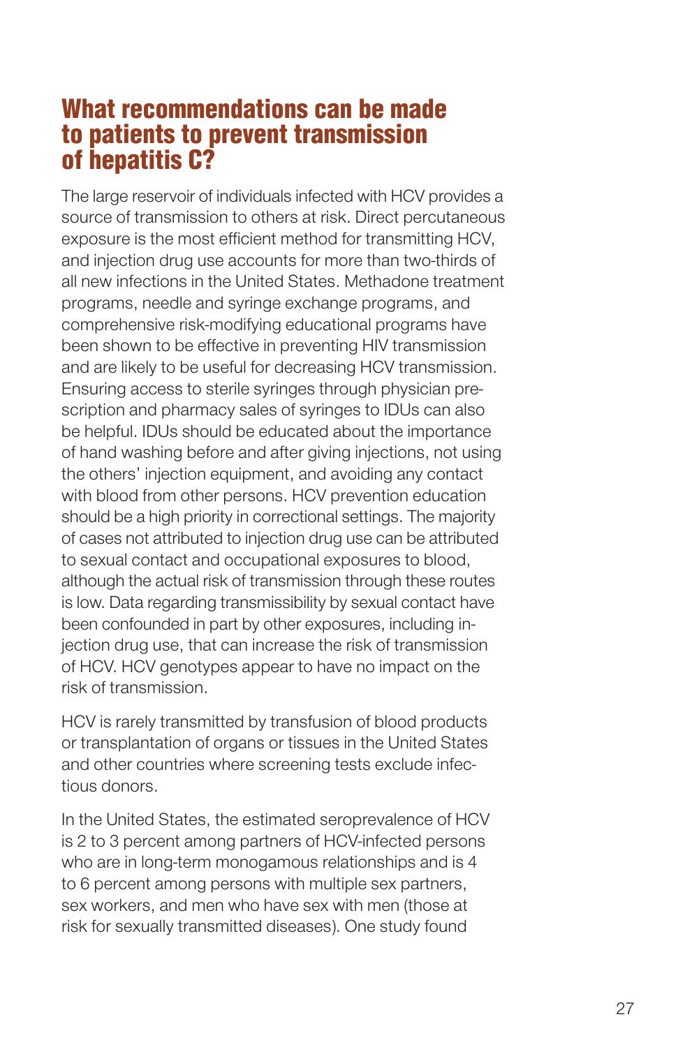## What recommendations can be made to patients to prevent transmission of hepatitis C?

The large reservoir of individuals infected with HCV provides a source of transmission to others at risk. Direct percutaneous exposure is the most efficient method for transmitting HCV, and injection drug use accounts for more than two-thirds of all new infections in the United States. Methadone treatment programs, needle and syringe exchange programs, and comprehensive risk-modifying educational programs have been shown to be effective in preventing HIV transmission and are likely to be useful for decreasing HCV transmission. Ensuring access to sterile syringes through physician prescription and pharmacy sales of syringes to IDUs can also be helpful. IDUs should be educated about the importance of hand washing before and after giving injections, not using the others' injection equipment, and avoiding any contact with blood from other persons. HCV prevention education should be a high priority in correctional settings. The majority of cases not attributed to injection drug use can be attributed to sexual contact and occupational exposures to blood, although the actual risk of transmission through these routes is low. Data regarding transmissibility by sexual contact have been confounded in part by other exposures, including injection drug use, that can increase the risk of transmission of HCV. HCV genotypes appear to have no impact on the risk of transmission.

HCV is rarely transmitted by transfusion of blood products or transplantation of organs or tissues in the United States and other countries where screening tests exclude infectious donors.

In the United States, the estimated seroprevalence of HCV is 2 to 3 percent among partners of HCV-infected persons who are in long-term monogamous relationships and is 4 to 6 percent among persons with multiple sex partners, sex workers, and men who have sex with men (those at risk for sexually transmitted diseases). One study found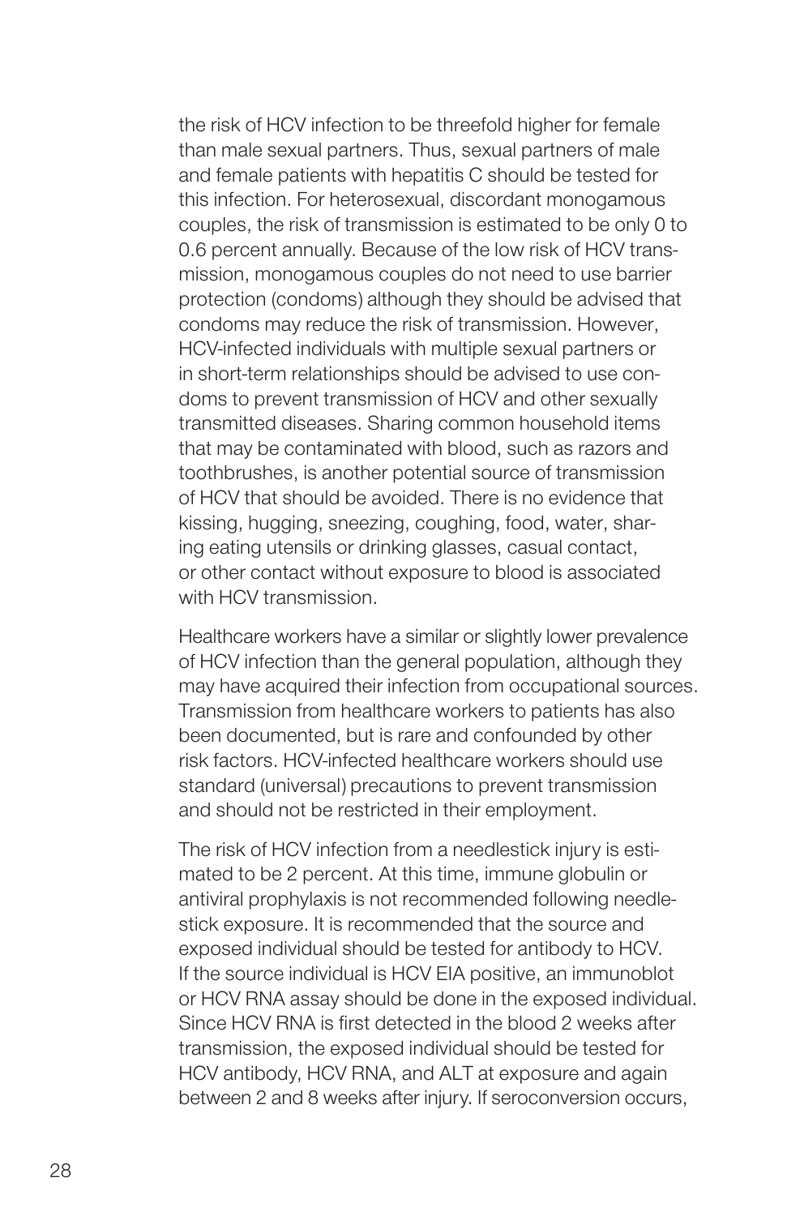the risk of HCV infection to be threefold higher for female than male sexual partners. Thus, sexual partners of male and female patients with hepatitis C should be tested for this infection. For heterosexual, discordant monogamous couples, the risk of transmission is estimated to be only 0 to 0.6 percent annually. Because of the low risk of HCV transmission, monogamous couples do not need to use barrier protection (condoms) although they should be advised that condoms may reduce the risk of transmission. However, HCV-infected individuals with multiple sexual partners or in short-term relationships should be advised to use condoms to prevent transmission of HCV and other sexually transmitted diseases. Sharing common household items that may be contaminated with blood, such as razors and toothbrushes, is another potential source of transmission of HCV that should be avoided. There is no evidence that kissing, hugging, sneezing, coughing, food, water, sharing eating utensils or drinking glasses, casual contact, or other contact without exposure to blood is associated with HCV transmission.

Healthcare workers have a similar or slightly lower prevalence of HCV infection than the general population, although they may have acquired their infection from occupational sources. Transmission from healthcare workers to patients has also been documented, but is rare and confounded by other risk factors. HCV-infected healthcare workers should use standard (universal) precautions to prevent transmission and should not be restricted in their employment.

The risk of HCV infection from a needlestick injury is estimated to be 2 percent. At this time, immune globulin or antiviral prophylaxis is not recommended following needlestick exposure. It is recommended that the source and exposed individual should be tested for antibody to HCV. If the source individual is HCV EIA positive, an immunoblot or HCV RNA assay should be done in the exposed individual. Since HCV RNA is first detected in the blood 2 weeks after transmission, the exposed individual should be tested for HCV antibody, HCV RNA, and ALT at exposure and again between 2 and 8 weeks after injury. If seroconversion occurs,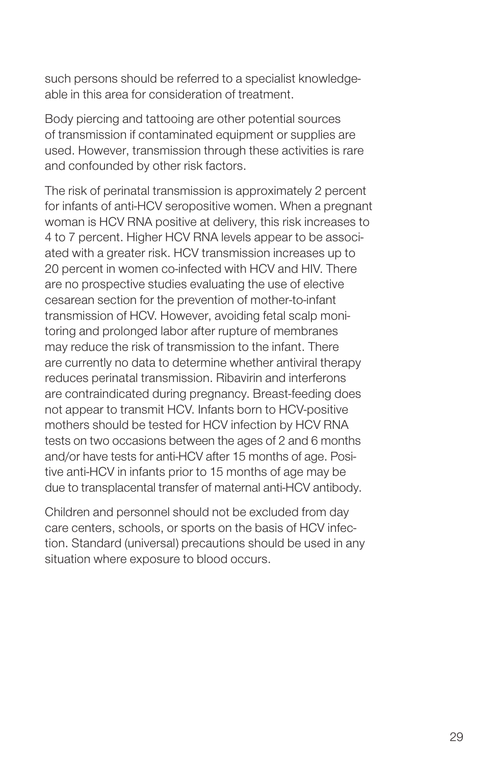such persons should be referred to a specialist knowledgeable in this area for consideration of treatment.

Body piercing and tattooing are other potential sources of transmission if contaminated equipment or supplies are used. However, transmission through these activities is rare and confounded by other risk factors.

The risk of perinatal transmission is approximately 2 percent for infants of anti-HCV seropositive women. When a pregnant woman is HCV RNA positive at delivery, this risk increases to 4 to 7 percent. Higher HCV RNA levels appear to be associated with a greater risk. HCV transmission increases up to 20 percent in women co-infected with HCV and HIV. There are no prospective studies evaluating the use of elective cesarean section for the prevention of mother-to-infant transmission of HCV. However, avoiding fetal scalp monitoring and prolonged labor after rupture of membranes may reduce the risk of transmission to the infant. There are currently no data to determine whether antiviral therapy reduces perinatal transmission. Ribavirin and interferons are contraindicated during pregnancy. Breast-feeding does not appear to transmit HCV. Infants born to HCV-positive mothers should be tested for HCV infection by HCV RNA tests on two occasions between the ages of 2 and 6 months and/or have tests for anti-HCV after 15 months of age. Positive anti-HCV in infants prior to 15 months of age may be due to transplacental transfer of maternal anti-HCV antibody.

Children and personnel should not be excluded from day care centers, schools, or sports on the basis of HCV infection. Standard (universal) precautions should be used in any situation where exposure to blood occurs.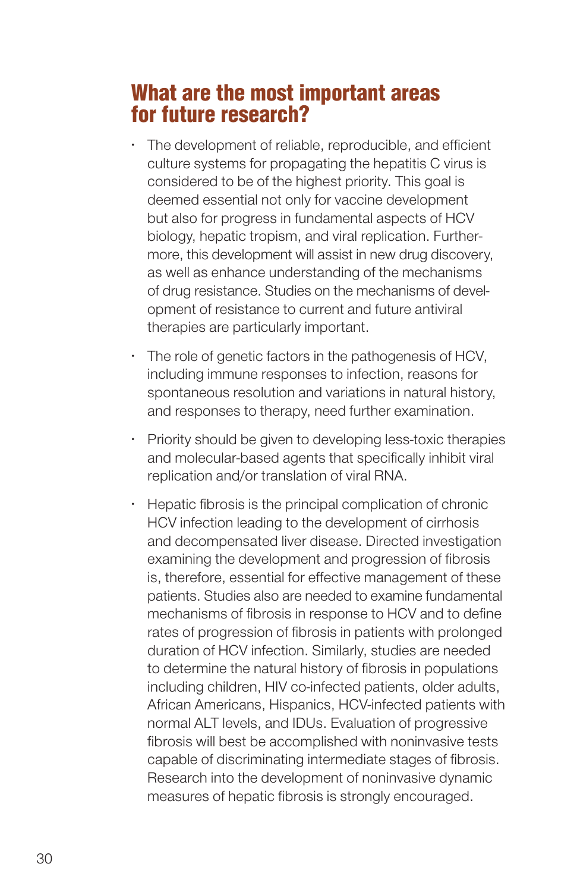## What are the most important areas for future research?

- The development of reliable, reproducible, and efficient culture systems for propagating the hepatitis C virus is considered to be of the highest priority. This goal is deemed essential not only for vaccine development but also for progress in fundamental aspects of HCV biology, hepatic tropism, and viral replication. Furthermore, this development will assist in new drug discovery, as well as enhance understanding of the mechanisms of drug resistance. Studies on the mechanisms of development of resistance to current and future antiviral therapies are particularly important.

- The role of genetic factors in the pathogenesis of HCV, including immune responses to infection, reasons for spontaneous resolution and variations in natural history, and responses to therapy, need further examination.

- Priority should be given to developing less-toxic therapies and molecular-based agents that specifically inhibit viral replication and/or translation of viral RNA.

- Hepatic fibrosis is the principal complication of chronic HCV infection leading to the development of cirrhosis and decompensated liver disease. Directed investigation examining the development and progression of fibrosis is, therefore, essential for effective management of these patients. Studies also are needed to examine fundamental mechanisms of fibrosis in response to HCV and to define rates of progression of fibrosis in patients with prolonged duration of HCV infection. Similarly, studies are needed to determine the natural history of fibrosis in populations including children, HIV co-infected patients, older adults, African Americans, Hispanics, HCV-infected patients with normal ALT levels, and IDUs. Evaluation of progressive fibrosis will best be accomplished with noninvasive tests capable of discriminating intermediate stages of fibrosis. Research into the development of noninvasive dynamic measures of hepatic fibrosis is strongly encouraged.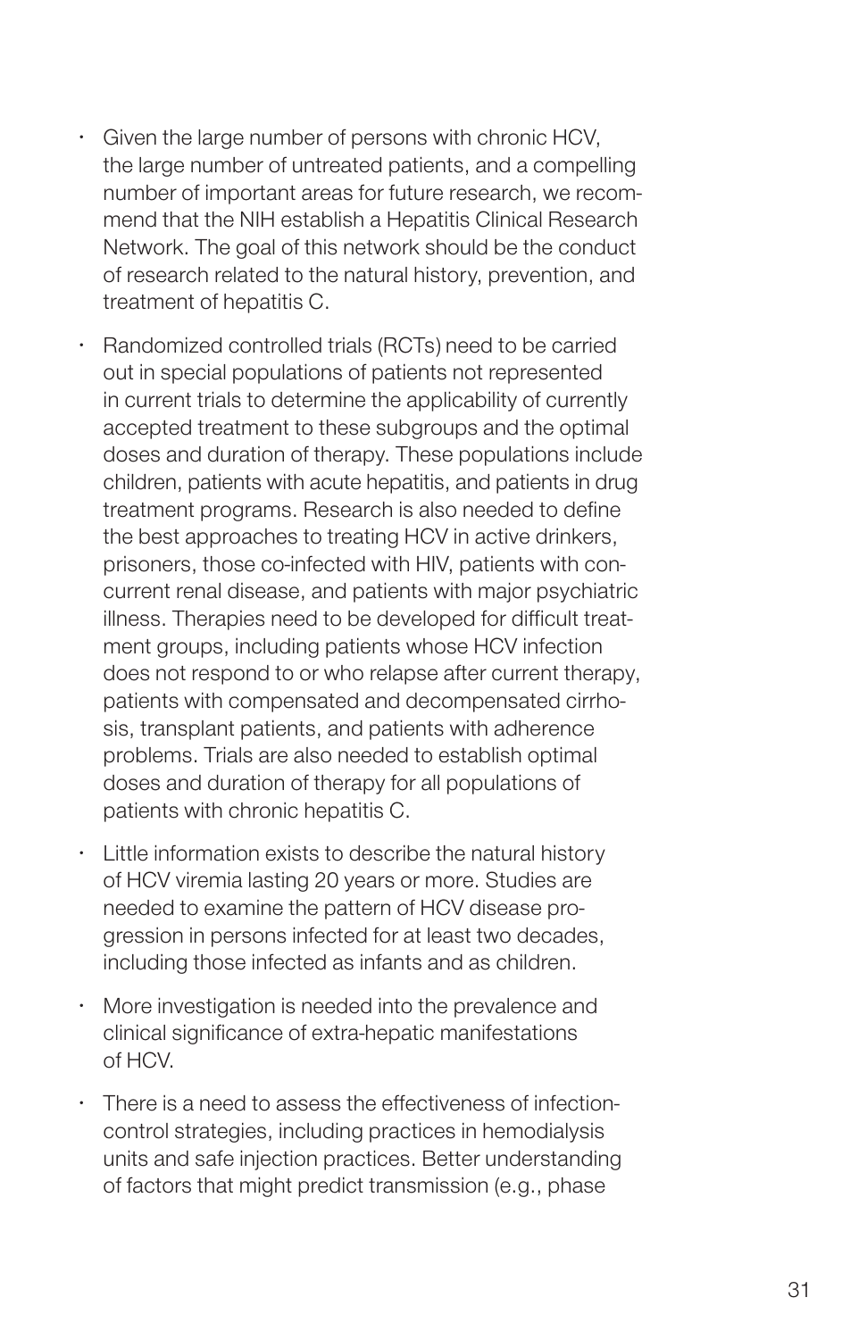- Given the large number of persons with chronic HCV, the large number of untreated patients, and a compelling number of important areas for future research, we recommend that the NIH establish a Hepatitis Clinical Research Network. The goal of this network should be the conduct of research related to the natural history, prevention, and treatment of hepatitis C.

- Randomized controlled trials (RCTs) need to be carried out in special populations of patients not represented in current trials to determine the applicability of currently accepted treatment to these subgroups and the optimal doses and duration of therapy. These populations include children, patients with acute hepatitis, and patients in drug treatment programs. Research is also needed to define the best approaches to treating HCV in active drinkers, prisoners, those co-infected with HIV, patients with concurrent renal disease, and patients with major psychiatric illness. Therapies need to be developed for difficult treatment groups, including patients whose HCV infection does not respond to or who relapse after current therapy, patients with compensated and decompensated cirrhosis, transplant patients, and patients with adherence problems. Trials are also needed to establish optimal doses and duration of therapy for all populations of patients with chronic hepatitis C.

- Little information exists to describe the natural history of HCV viremia lasting 20 years or more. Studies are needed to examine the pattern of HCV disease progression in persons infected for at least two decades, including those infected as infants and as children.

- More investigation is needed into the prevalence and clinical significance of extra-hepatic manifestations of HCV.

- There is a need to assess the effectiveness of infection-control strategies, including practices in hemodialysis units and safe injection practices. Better understanding of factors that might predict transmission (e.g., phase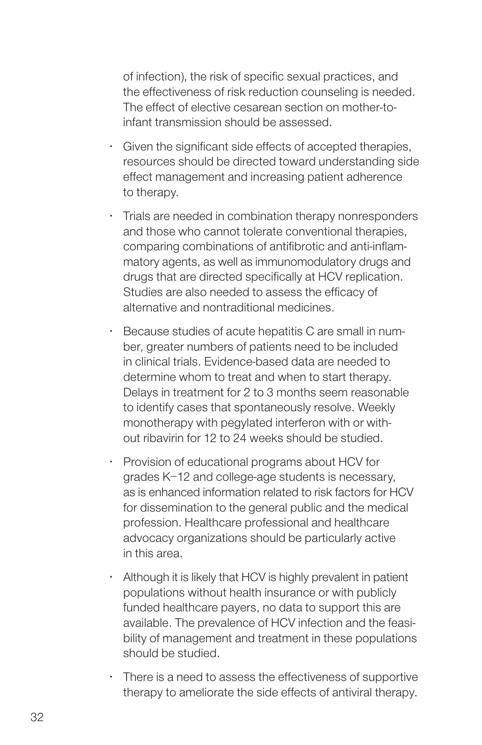of infection), the risk of specific sexual practices, and the effectiveness of risk reduction counseling is needed. The effect of elective cesarean section on mother-to-infant transmission should be assessed.

- Given the significant side effects of accepted therapies, resources should be directed toward understanding side effect management and increasing patient adherence to therapy.
- Trials are needed in combination therapy nonresponders and those who cannot tolerate conventional therapies, comparing combinations of antifibrotic and anti-inflammatory agents, as well as immunomodulatory drugs and drugs that are directed specifically at HCV replication. Studies are also needed to assess the efficacy of alternative and nontraditional medicines.
- Because studies of acute hepatitis C are small in number, greater numbers of patients need to be included in clinical trials. Evidence-based data are needed to determine whom to treat and when to start therapy. Delays in treatment for 2 to 3 months seem reasonable to identify cases that spontaneously resolve. Weekly monotherapy with pegylated interferon with or without ribavirin for 12 to 24 weeks should be studied.
- Provision of educational programs about HCV for grades K–12 and college-age students is necessary, as is enhanced information related to risk factors for HCV for dissemination to the general public and the medical profession. Healthcare professional and healthcare advocacy organizations should be particularly active in this area.
- Although it is likely that HCV is highly prevalent in patient populations without health insurance or with publicly funded healthcare payers, no data to support this are available. The prevalence of HCV infection and the feasibility of management and treatment in these populations should be studied.
- There is a need to assess the effectiveness of supportive therapy to ameliorate the side effects of antiviral therapy.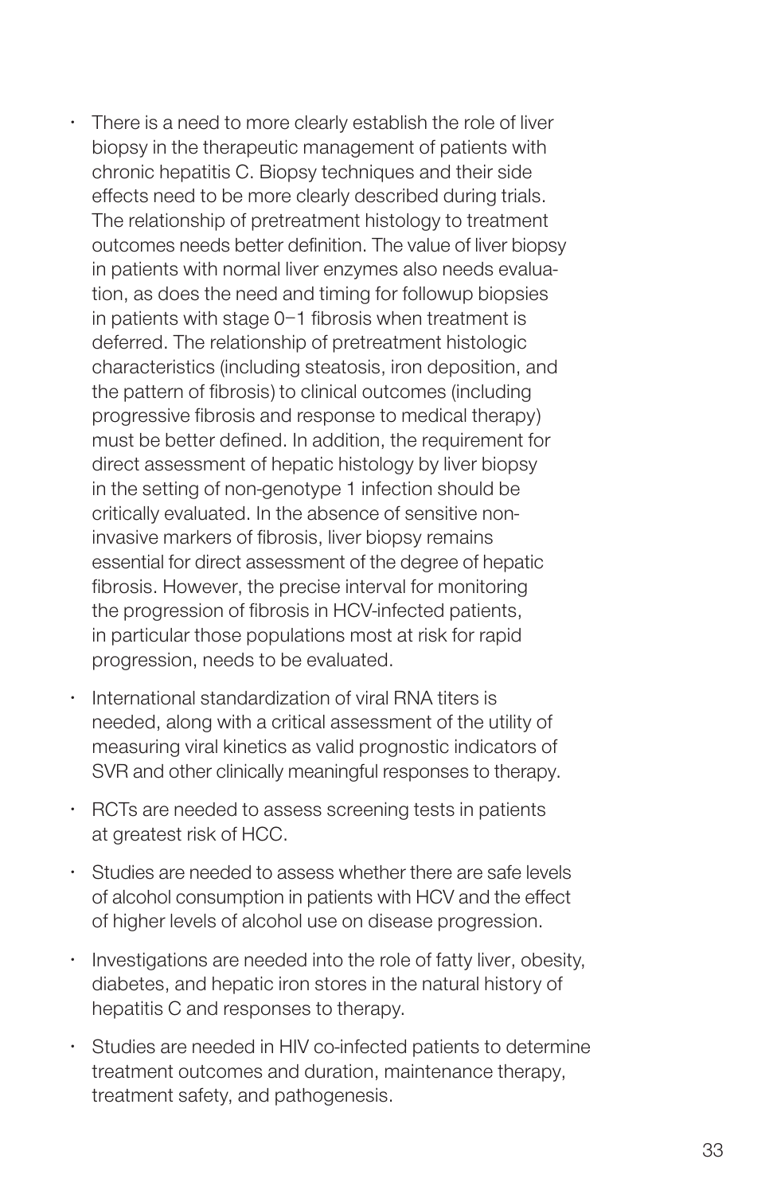- There is a need to more clearly establish the role of liver biopsy in the therapeutic management of patients with chronic hepatitis C. Biopsy techniques and their side effects need to be more clearly described during trials. The relationship of pretreatment histology to treatment outcomes needs better definition. The value of liver biopsy in patients with normal liver enzymes also needs evaluation, as does the need and timing for followup biopsies in patients with stage 0–1 fibrosis when treatment is deferred. The relationship of pretreatment histologic characteristics (including steatosis, iron deposition, and the pattern of fibrosis) to clinical outcomes (including progressive fibrosis and response to medical therapy) must be better defined. In addition, the requirement for direct assessment of hepatic histology by liver biopsy in the setting of non-genotype 1 infection should be critically evaluated. In the absence of sensitive non-invasive markers of fibrosis, liver biopsy remains essential for direct assessment of the degree of hepatic fibrosis. However, the precise interval for monitoring the progression of fibrosis in HCV-infected patients, in particular those populations most at risk for rapid progression, needs to be evaluated.
- International standardization of viral RNA titers is needed, along with a critical assessment of the utility of measuring viral kinetics as valid prognostic indicators of SVR and other clinically meaningful responses to therapy.
- RCTs are needed to assess screening tests in patients at greatest risk of HCC.
- Studies are needed to assess whether there are safe levels of alcohol consumption in patients with HCV and the effect of higher levels of alcohol use on disease progression.
- Investigations are needed into the role of fatty liver, obesity, diabetes, and hepatic iron stores in the natural history of hepatitis C and responses to therapy.
- Studies are needed in HIV co-infected patients to determine treatment outcomes and duration, maintenance therapy, treatment safety, and pathogenesis.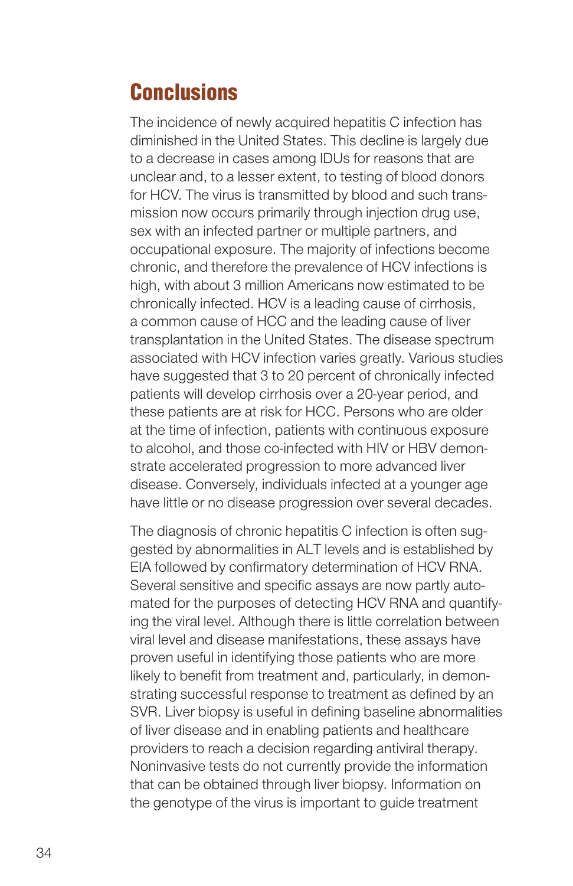## Conclusions

The incidence of newly acquired hepatitis C infection has diminished in the United States. This decline is largely due to a decrease in cases among IDUs for reasons that are unclear and, to a lesser extent, to testing of blood donors for HCV. The virus is transmitted by blood and such transmission now occurs primarily through injection drug use, sex with an infected partner or multiple partners, and occupational exposure. The majority of infections become chronic, and therefore the prevalence of HCV infections is high, with about 3 million Americans now estimated to be chronically infected. HCV is a leading cause of cirrhosis, a common cause of HCC and the leading cause of liver transplantation in the United States. The disease spectrum associated with HCV infection varies greatly. Various studies have suggested that 3 to 20 percent of chronically infected patients will develop cirrhosis over a 20-year period, and these patients are at risk for HCC. Persons who are older at the time of infection, patients with continuous exposure to alcohol, and those co-infected with HIV or HBV demonstrate accelerated progression to more advanced liver disease. Conversely, individuals infected at a younger age have little or no disease progression over several decades.

The diagnosis of chronic hepatitis C infection is often suggested by abnormalities in ALT levels and is established by EIA followed by confirmatory determination of HCV RNA. Several sensitive and specific assays are now partly automated for the purposes of detecting HCV RNA and quantifying the viral level. Although there is little correlation between viral level and disease manifestations, these assays have proven useful in identifying those patients who are more likely to benefit from treatment and, particularly, in demonstrating successful response to treatment as defined by an SVR. Liver biopsy is useful in defining baseline abnormalities of liver disease and in enabling patients and healthcare providers to reach a decision regarding antiviral therapy. Noninvasive tests do not currently provide the information that can be obtained through liver biopsy. Information on the genotype of the virus is important to guide treatment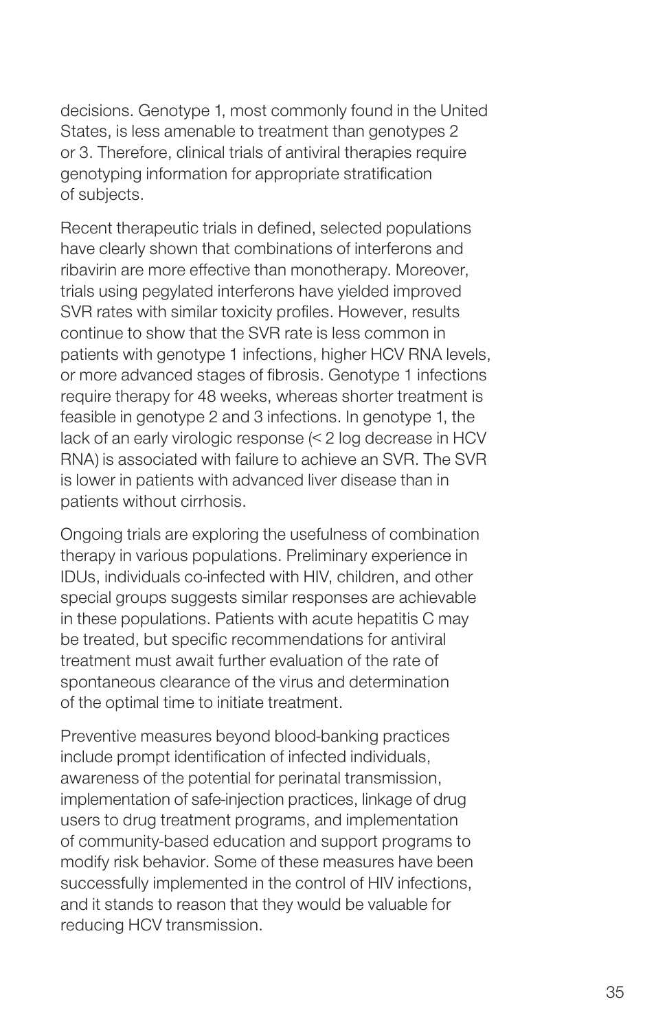decisions. Genotype 1, most commonly found in the United States, is less amenable to treatment than genotypes 2 or 3. Therefore, clinical trials of antiviral therapies require genotyping information for appropriate stratification of subjects.

Recent therapeutic trials in defined, selected populations have clearly shown that combinations of interferons and ribavirin are more effective than monotherapy. Moreover, trials using pegylated interferons have yielded improved SVR rates with similar toxicity profiles. However, results continue to show that the SVR rate is less common in patients with genotype 1 infections, higher HCV RNA levels, or more advanced stages of fibrosis. Genotype 1 infections require therapy for 48 weeks, whereas shorter treatment is feasible in genotype 2 and 3 infections. In genotype 1, the lack of an early virologic response (< 2 log decrease in HCV RNA) is associated with failure to achieve an SVR. The SVR is lower in patients with advanced liver disease than in patients without cirrhosis.

Ongoing trials are exploring the usefulness of combination therapy in various populations. Preliminary experience in IDUs, individuals co-infected with HIV, children, and other special groups suggests similar responses are achievable in these populations. Patients with acute hepatitis C may be treated, but specific recommendations for antiviral treatment must await further evaluation of the rate of spontaneous clearance of the virus and determination of the optimal time to initiate treatment.

Preventive measures beyond blood-banking practices include prompt identification of infected individuals, awareness of the potential for perinatal transmission, implementation of safe-injection practices, linkage of drug users to drug treatment programs, and implementation of community-based education and support programs to modify risk behavior. Some of these measures have been successfully implemented in the control of HIV infections, and it stands to reason that they would be valuable for reducing HCV transmission.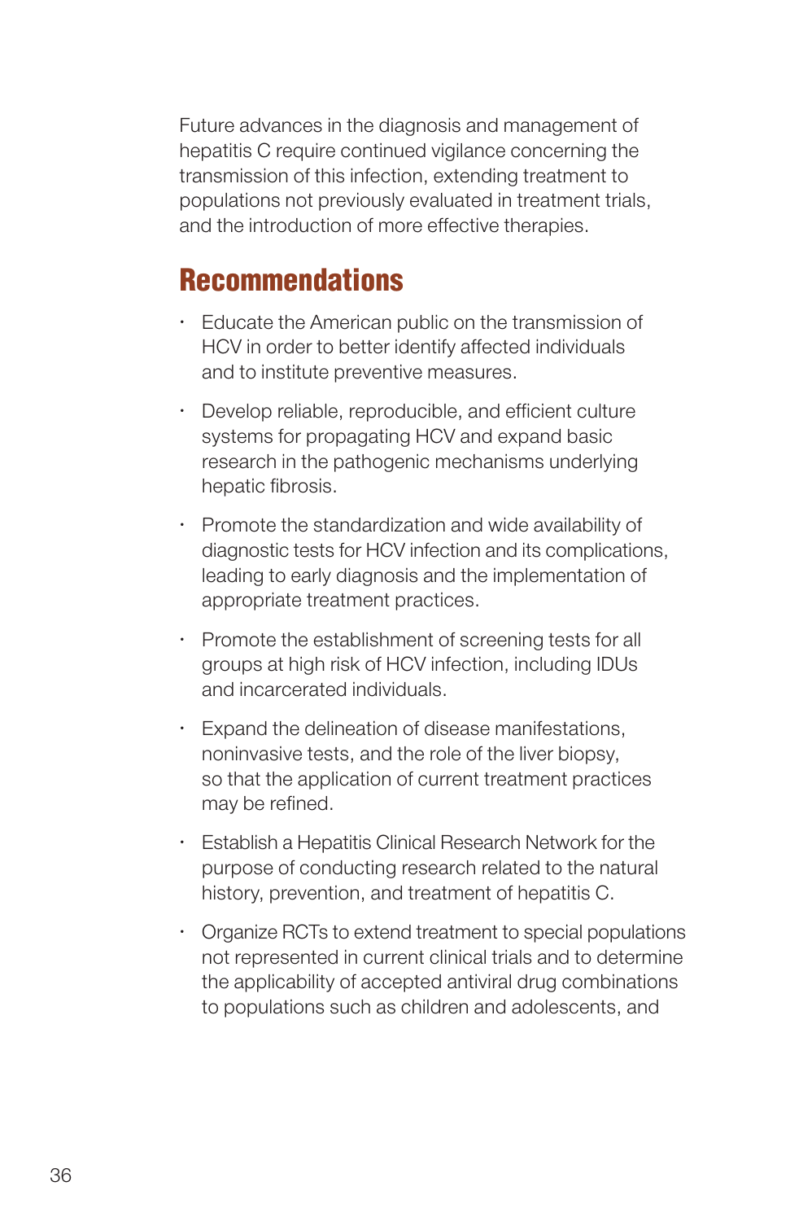Future advances in the diagnosis and management of hepatitis C require continued vigilance concerning the transmission of this infection, extending treatment to populations not previously evaluated in treatment trials, and the introduction of more effective therapies.

## Recommendations

- Educate the American public on the transmission of HCV in order to better identify affected individuals and to institute preventive measures.
- Develop reliable, reproducible, and efficient culture systems for propagating HCV and expand basic research in the pathogenic mechanisms underlying hepatic fibrosis.
- Promote the standardization and wide availability of diagnostic tests for HCV infection and its complications, leading to early diagnosis and the implementation of appropriate treatment practices.
- Promote the establishment of screening tests for all groups at high risk of HCV infection, including IDUs and incarcerated individuals.
- Expand the delineation of disease manifestations, noninvasive tests, and the role of the liver biopsy, so that the application of current treatment practices may be refined.
- Establish a Hepatitis Clinical Research Network for the purpose of conducting research related to the natural history, prevention, and treatment of hepatitis C.
- Organize RCTs to extend treatment to special populations not represented in current clinical trials and to determine the applicability of accepted antiviral drug combinations to populations such as children and adolescents, and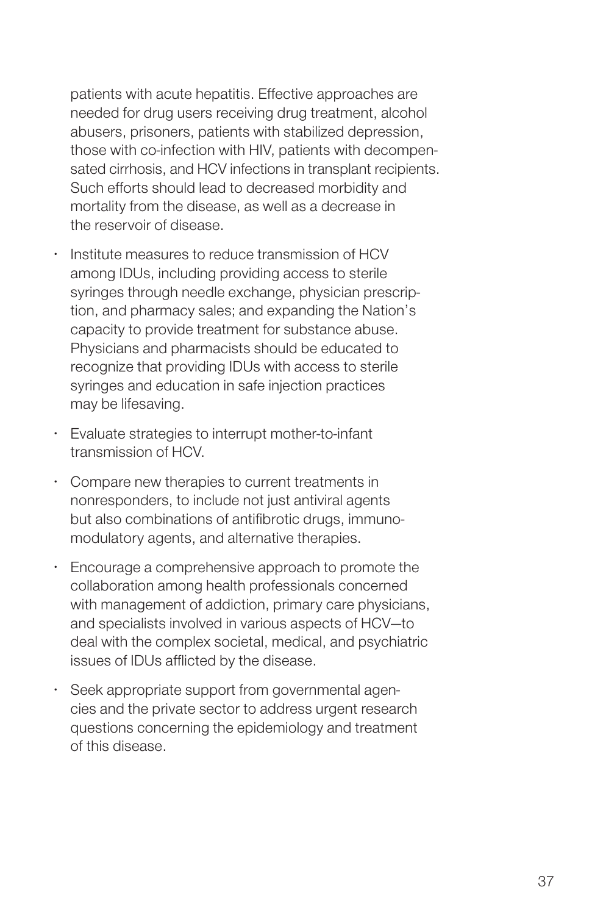patients with acute hepatitis. Effective approaches are needed for drug users receiving drug treatment, alcohol abusers, prisoners, patients with stabilized depression, those with co-infection with HIV, patients with decompensated cirrhosis, and HCV infections in transplant recipients. Such efforts should lead to decreased morbidity and mortality from the disease, as well as a decrease in the reservoir of disease.

- Institute measures to reduce transmission of HCV among IDUs, including providing access to sterile syringes through needle exchange, physician prescription, and pharmacy sales; and expanding the Nation's capacity to provide treatment for substance abuse. Physicians and pharmacists should be educated to recognize that providing IDUs with access to sterile syringes and education in safe injection practices may be lifesaving.
- Evaluate strategies to interrupt mother-to-infant transmission of HCV.
- Compare new therapies to current treatments in nonresponders, to include not just antiviral agents but also combinations of antifibrotic drugs, immunomodulatory agents, and alternative therapies.
- Encourage a comprehensive approach to promote the collaboration among health professionals concerned with management of addiction, primary care physicians, and specialists involved in various aspects of HCV—to deal with the complex societal, medical, and psychiatric issues of IDUs afflicted by the disease.
- Seek appropriate support from governmental agencies and the private sector to address urgent research questions concerning the epidemiology and treatment of this disease.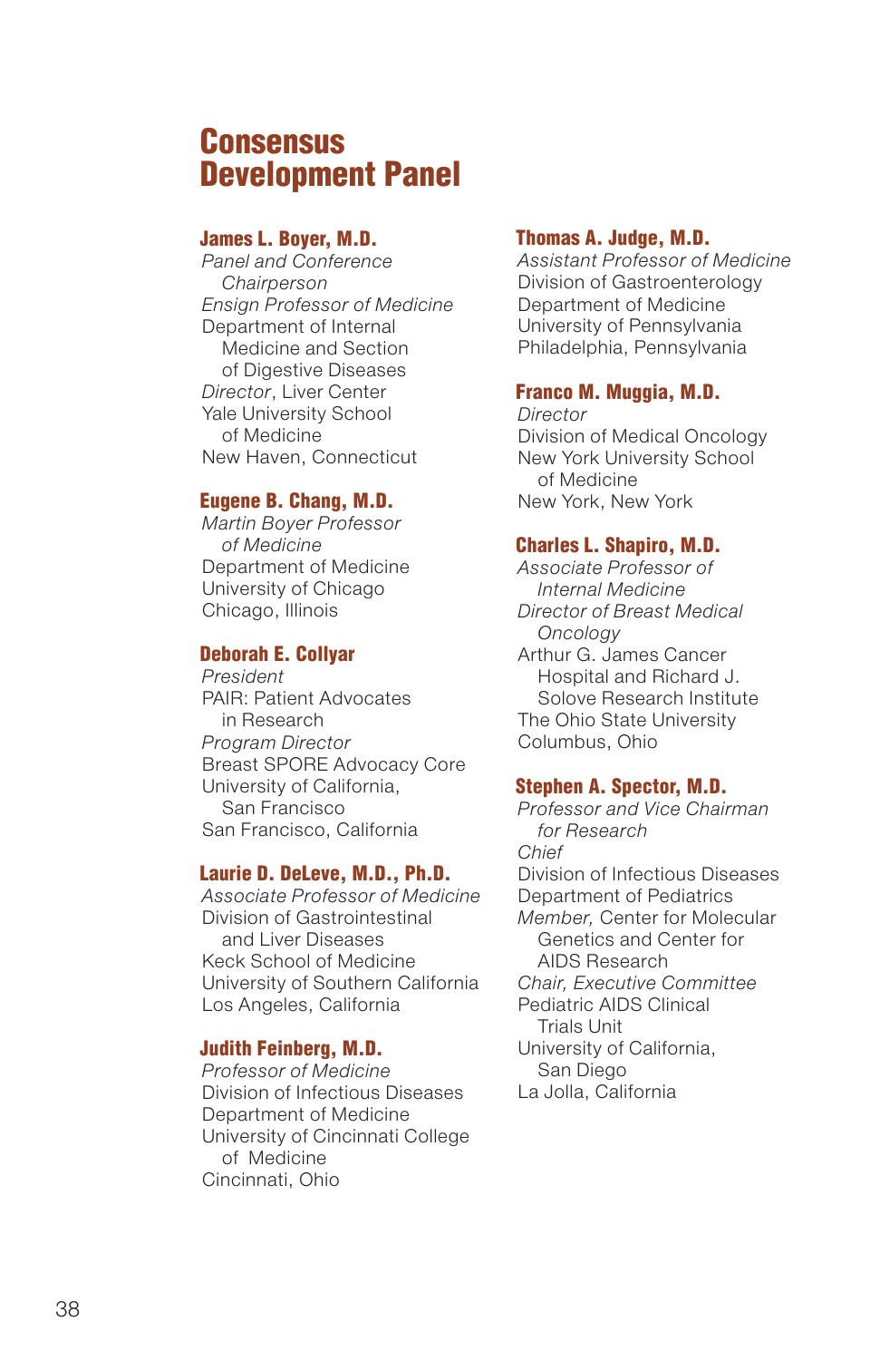# Consensus Development Panel

**James L. Boyer, M.D.**
*Panel and Conference Chairperson*
*Ensign Professor of Medicine*
Department of Internal Medicine and Section of Digestive Diseases
*Director*, Liver Center
Yale University School of Medicine
New Haven, Connecticut

**Eugene B. Chang, M.D.**
*Martin Boyer Professor of Medicine*
Department of Medicine
University of Chicago
Chicago, Illinois

**Deborah E. Collyar**
*President*
PAIR: Patient Advocates in Research
*Program Director*
Breast SPORE Advocacy Core
University of California, San Francisco
San Francisco, California

**Laurie D. DeLeve, M.D., Ph.D.**
*Associate Professor of Medicine*
Division of Gastrointestinal and Liver Diseases
Keck School of Medicine
University of Southern California
Los Angeles, California

**Judith Feinberg, M.D.**
*Professor of Medicine*
Division of Infectious Diseases
Department of Medicine
University of Cincinnati College of Medicine
Cincinnati, Ohio

**Thomas A. Judge, M.D.**
*Assistant Professor of Medicine*
Division of Gastroenterology
Department of Medicine
University of Pennsylvania
Philadelphia, Pennsylvania

**Franco M. Muggia, M.D.**
*Director*
Division of Medical Oncology
New York University School of Medicine
New York, New York

**Charles L. Shapiro, M.D.**
*Associate Professor of Internal Medicine*
*Director of Breast Medical Oncology*
Arthur G. James Cancer Hospital and Richard J. Solove Research Institute
The Ohio State University
Columbus, Ohio

**Stephen A. Spector, M.D.**
*Professor and Vice Chairman for Research*
*Chief*
Division of Infectious Diseases
Department of Pediatrics
*Member,* Center for Molecular Genetics and Center for AIDS Research
*Chair, Executive Committee*
Pediatric AIDS Clinical Trials Unit
University of California, San Diego
La Jolla, California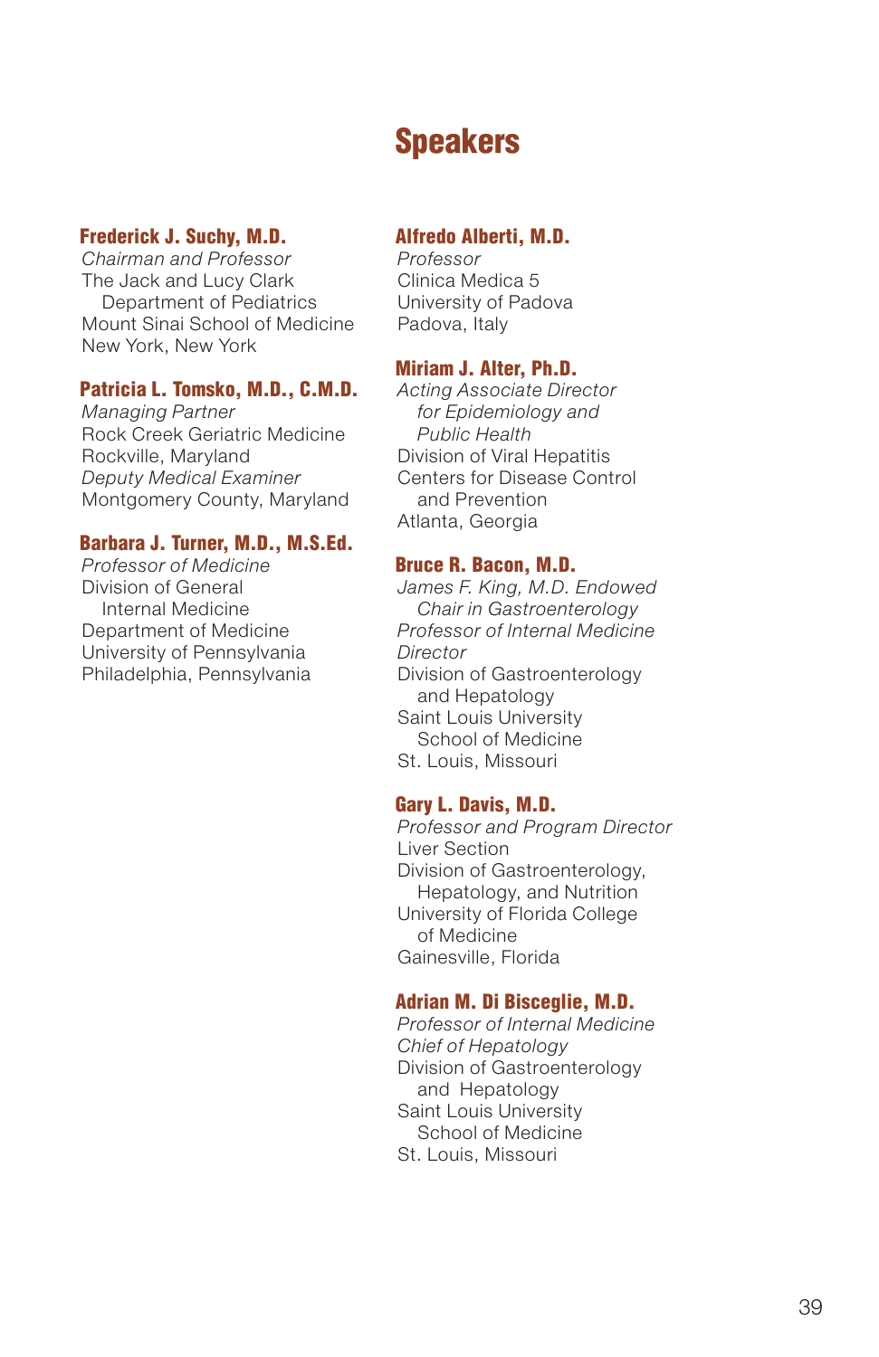# Speakers

**Frederick J. Suchy, M.D.**
*Chairman and Professor*
The Jack and Lucy Clark Department of Pediatrics
Mount Sinai School of Medicine
New York, New York

**Patricia L. Tomsko, M.D., C.M.D.**
*Managing Partner*
Rock Creek Geriatric Medicine
Rockville, Maryland
*Deputy Medical Examiner*
Montgomery County, Maryland

**Barbara J. Turner, M.D., M.S.Ed.**
*Professor of Medicine*
Division of General Internal Medicine
Department of Medicine
University of Pennsylvania
Philadelphia, Pennsylvania

**Alfredo Alberti, M.D.**
*Professor*
Clinica Medica 5
University of Padova
Padova, Italy

**Miriam J. Alter, Ph.D.**
*Acting Associate Director for Epidemiology and Public Health*
Division of Viral Hepatitis
Centers for Disease Control and Prevention
Atlanta, Georgia

**Bruce R. Bacon, M.D.**
*James F. King, M.D. Endowed Chair in Gastroenterology*
*Professor of Internal Medicine*
*Director*
Division of Gastroenterology and Hepatology
Saint Louis University School of Medicine
St. Louis, Missouri

**Gary L. Davis, M.D.**
*Professor and Program Director*
Liver Section
Division of Gastroenterology, Hepatology, and Nutrition
University of Florida College of Medicine
Gainesville, Florida

**Adrian M. Di Bisceglie, M.D.**
*Professor of Internal Medicine*
*Chief of Hepatology*
Division of Gastroenterology and Hepatology
Saint Louis University School of Medicine
St. Louis, Missouri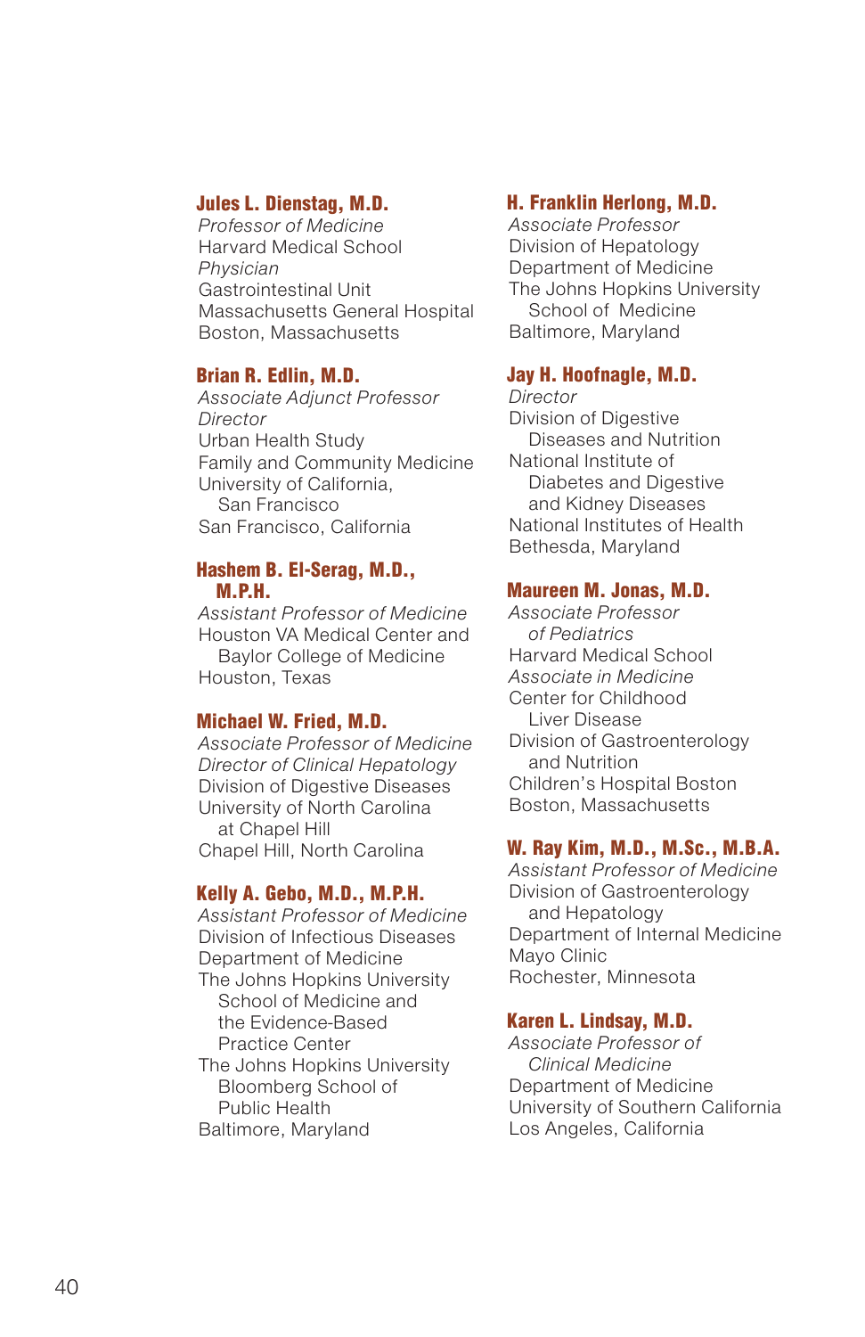**Jules L. Dienstag, M.D.**
*Professor of Medicine*
Harvard Medical School
*Physician*
Gastrointestinal Unit
Massachusetts General Hospital
Boston, Massachusetts

**Brian R. Edlin, M.D.**
*Associate Adjunct Professor*
*Director*
Urban Health Study
Family and Community Medicine
University of California, San Francisco
San Francisco, California

**Hashem B. El-Serag, M.D., M.P.H.**
*Assistant Professor of Medicine*
Houston VA Medical Center and Baylor College of Medicine
Houston, Texas

**Michael W. Fried, M.D.**
*Associate Professor of Medicine*
*Director of Clinical Hepatology*
Division of Digestive Diseases
University of North Carolina at Chapel Hill
Chapel Hill, North Carolina

**Kelly A. Gebo, M.D., M.P.H.**
*Assistant Professor of Medicine*
Division of Infectious Diseases
Department of Medicine
The Johns Hopkins University School of Medicine and the Evidence-Based Practice Center
The Johns Hopkins University Bloomberg School of Public Health
Baltimore, Maryland

**H. Franklin Herlong, M.D.**
*Associate Professor*
Division of Hepatology
Department of Medicine
The Johns Hopkins University School of Medicine
Baltimore, Maryland

**Jay H. Hoofnagle, M.D.**
*Director*
Division of Digestive Diseases and Nutrition
National Institute of Diabetes and Digestive and Kidney Diseases
National Institutes of Health
Bethesda, Maryland

**Maureen M. Jonas, M.D.**
*Associate Professor of Pediatrics*
Harvard Medical School
*Associate in Medicine*
Center for Childhood Liver Disease
Division of Gastroenterology and Nutrition
Children's Hospital Boston
Boston, Massachusetts

**W. Ray Kim, M.D., M.Sc., M.B.A.**
*Assistant Professor of Medicine*
Division of Gastroenterology and Hepatology
Department of Internal Medicine
Mayo Clinic
Rochester, Minnesota

**Karen L. Lindsay, M.D.**
*Associate Professor of Clinical Medicine*
Department of Medicine
University of Southern California
Los Angeles, California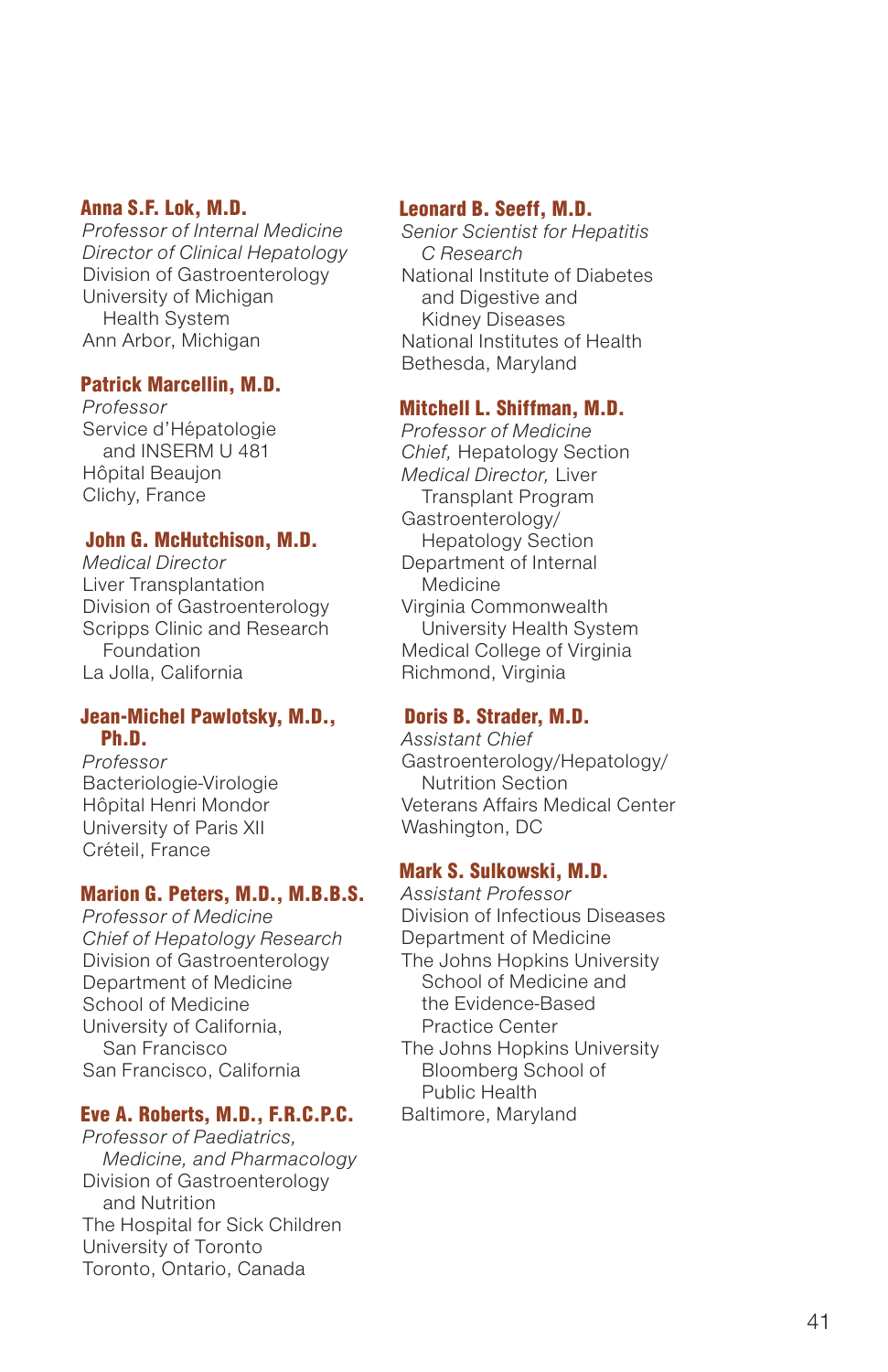**Anna S.F. Lok, M.D.**
*Professor of Internal Medicine*
*Director of Clinical Hepatology*
Division of Gastroenterology
University of Michigan Health System
Ann Arbor, Michigan

**Patrick Marcellin, M.D.**
*Professor*
Service d'Hépatologie and INSERM U 481
Hôpital Beaujon
Clichy, France

**John G. McHutchison, M.D.**
*Medical Director*
Liver Transplantation
Division of Gastroenterology
Scripps Clinic and Research Foundation
La Jolla, California

**Jean-Michel Pawlotsky, M.D., Ph.D.**
*Professor*
Bacteriologie-Virologie
Hôpital Henri Mondor
University of Paris XII
Créteil, France

**Marion G. Peters, M.D., M.B.B.S.**
*Professor of Medicine*
*Chief of Hepatology Research*
Division of Gastroenterology
Department of Medicine
School of Medicine
University of California, San Francisco
San Francisco, California

**Eve A. Roberts, M.D., F.R.C.P.C.**
*Professor of Paediatrics, Medicine, and Pharmacology*
Division of Gastroenterology and Nutrition
The Hospital for Sick Children
University of Toronto
Toronto, Ontario, Canada

**Leonard B. Seeff, M.D.**
*Senior Scientist for Hepatitis C Research*
National Institute of Diabetes and Digestive and Kidney Diseases
National Institutes of Health
Bethesda, Maryland

**Mitchell L. Shiffman, M.D.**
*Professor of Medicine*
*Chief,* Hepatology Section
*Medical Director,* Liver Transplant Program
Gastroenterology/Hepatology Section
Department of Internal Medicine
Virginia Commonwealth University Health System
Medical College of Virginia
Richmond, Virginia

**Doris B. Strader, M.D.**
*Assistant Chief*
Gastroenterology/Hepatology/Nutrition Section
Veterans Affairs Medical Center
Washington, DC

**Mark S. Sulkowski, M.D.**
*Assistant Professor*
Division of Infectious Diseases
Department of Medicine
The Johns Hopkins University School of Medicine and the Evidence-Based Practice Center
The Johns Hopkins University Bloomberg School of Public Health
Baltimore, Maryland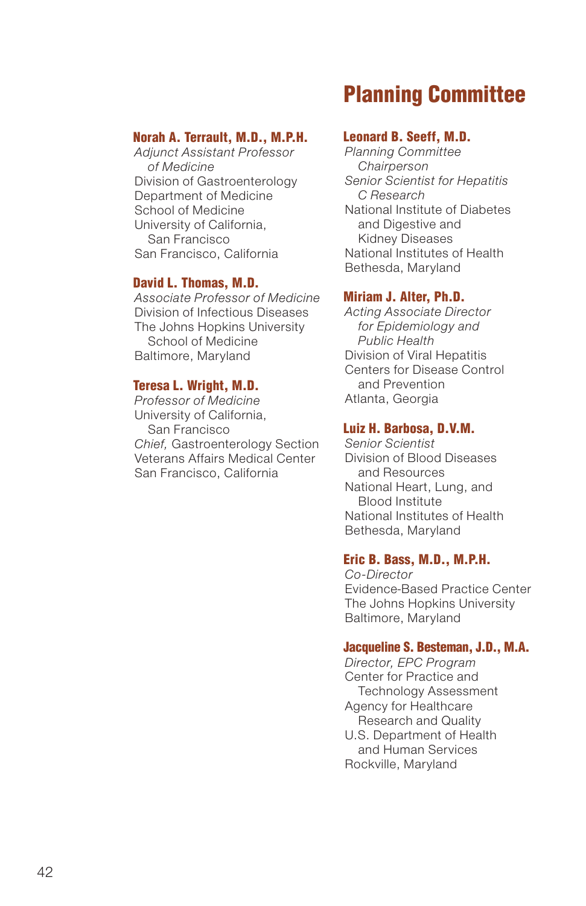# Planning Committee

**Norah A. Terrault, M.D., M.P.H.**
*Adjunct Assistant Professor of Medicine*
Division of Gastroenterology
Department of Medicine
School of Medicine
University of California, San Francisco
San Francisco, California

**David L. Thomas, M.D.**
*Associate Professor of Medicine*
Division of Infectious Diseases
The Johns Hopkins University School of Medicine
Baltimore, Maryland

**Teresa L. Wright, M.D.**
*Professor of Medicine*
University of California, San Francisco
*Chief,* Gastroenterology Section
Veterans Affairs Medical Center
San Francisco, California

**Leonard B. Seeff, M.D.**
*Planning Committee Chairperson*
*Senior Scientist for Hepatitis C Research*
National Institute of Diabetes and Digestive and Kidney Diseases
National Institutes of Health
Bethesda, Maryland

**Miriam J. Alter, Ph.D.**
*Acting Associate Director for Epidemiology and Public Health*
Division of Viral Hepatitis
Centers for Disease Control and Prevention
Atlanta, Georgia

**Luiz H. Barbosa, D.V.M.**
*Senior Scientist*
Division of Blood Diseases and Resources
National Heart, Lung, and Blood Institute
National Institutes of Health
Bethesda, Maryland

**Eric B. Bass, M.D., M.P.H.**
*Co-Director*
Evidence-Based Practice Center
The Johns Hopkins University
Baltimore, Maryland

**Jacqueline S. Besteman, J.D., M.A.**
*Director, EPC Program*
Center for Practice and Technology Assessment
Agency for Healthcare Research and Quality
U.S. Department of Health and Human Services
Rockville, Maryland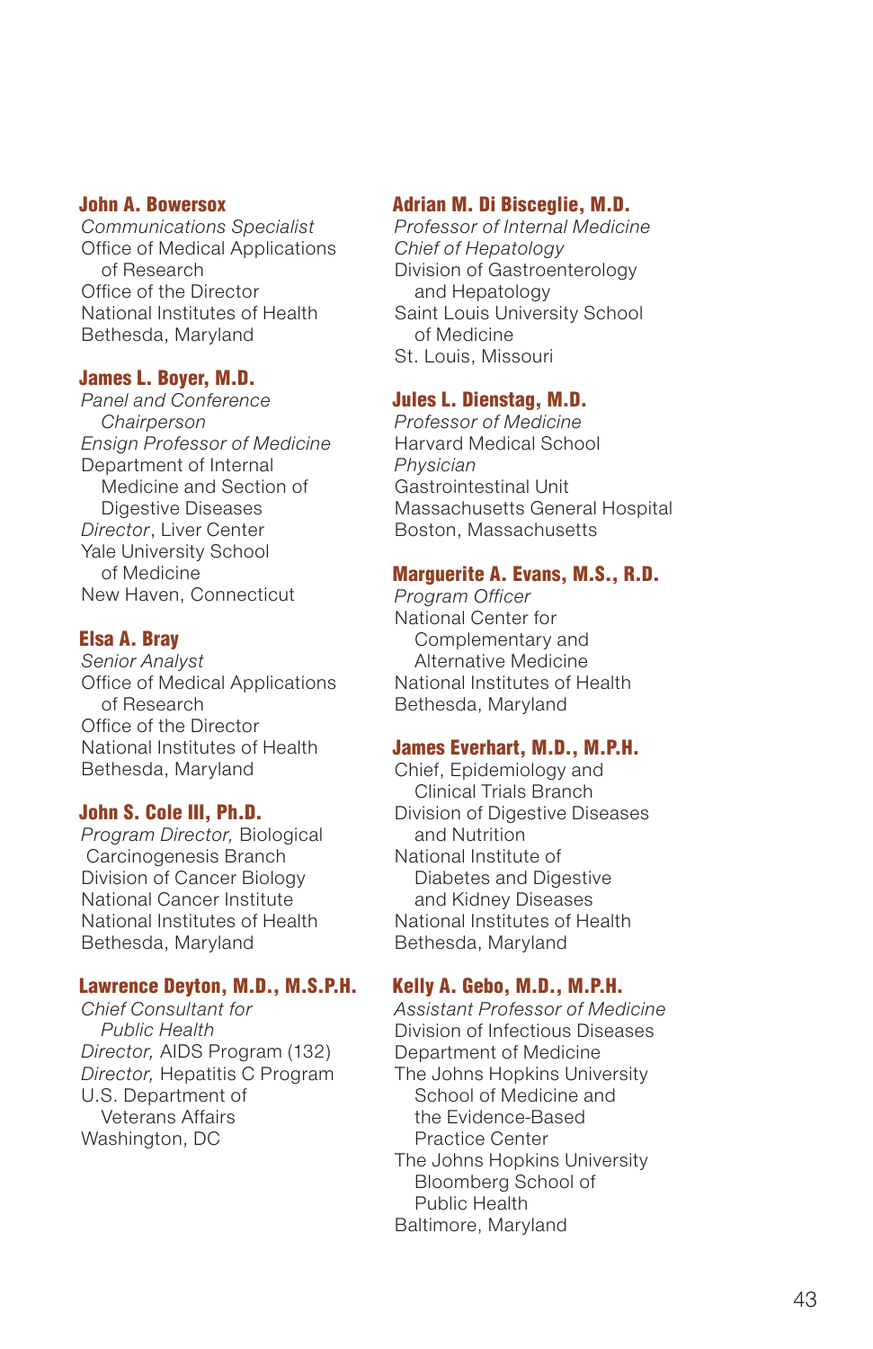**John A. Bowersox**
*Communications Specialist*
Office of Medical Applications of Research
Office of the Director
National Institutes of Health
Bethesda, Maryland

**James L. Boyer, M.D.**
*Panel and Conference Chairperson*
*Ensign Professor of Medicine*
Department of Internal Medicine and Section of Digestive Diseases
*Director*, Liver Center
Yale University School of Medicine
New Haven, Connecticut

**Elsa A. Bray**
*Senior Analyst*
Office of Medical Applications of Research
Office of the Director
National Institutes of Health
Bethesda, Maryland

**John S. Cole III, Ph.D.**
*Program Director,* Biological Carcinogenesis Branch
Division of Cancer Biology
National Cancer Institute
National Institutes of Health
Bethesda, Maryland

**Lawrence Deyton, M.D., M.S.P.H.**
*Chief Consultant for Public Health*
*Director,* AIDS Program (132)
*Director,* Hepatitis C Program
U.S. Department of Veterans Affairs
Washington, DC

**Adrian M. Di Bisceglie, M.D.**
*Professor of Internal Medicine*
*Chief of Hepatology*
Division of Gastroenterology and Hepatology
Saint Louis University School of Medicine
St. Louis, Missouri

**Jules L. Dienstag, M.D.**
*Professor of Medicine*
Harvard Medical School
*Physician*
Gastrointestinal Unit
Massachusetts General Hospital
Boston, Massachusetts

**Marguerite A. Evans, M.S., R.D.**
*Program Officer*
National Center for Complementary and Alternative Medicine
National Institutes of Health
Bethesda, Maryland

**James Everhart, M.D., M.P.H.**
Chief, Epidemiology and Clinical Trials Branch
Division of Digestive Diseases and Nutrition
National Institute of Diabetes and Digestive and Kidney Diseases
National Institutes of Health
Bethesda, Maryland

**Kelly A. Gebo, M.D., M.P.H.**
*Assistant Professor of Medicine*
Division of Infectious Diseases
Department of Medicine
The Johns Hopkins University School of Medicine and the Evidence-Based Practice Center
The Johns Hopkins University Bloomberg School of Public Health
Baltimore, Maryland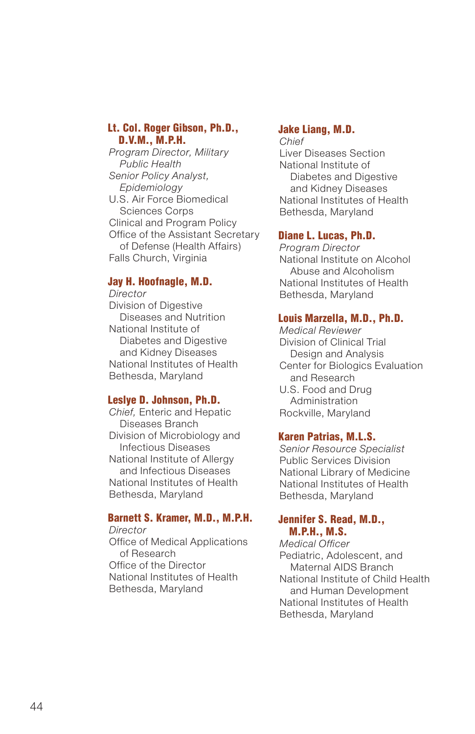**Lt. Col. Roger Gibson, Ph.D., D.V.M., M.P.H.**
*Program Director, Military Public Health*
*Senior Policy Analyst, Epidemiology*
U.S. Air Force Biomedical Sciences Corps
Clinical and Program Policy
Office of the Assistant Secretary of Defense (Health Affairs)
Falls Church, Virginia

**Jay H. Hoofnagle, M.D.**
*Director*
Division of Digestive Diseases and Nutrition
National Institute of Diabetes and Digestive and Kidney Diseases
National Institutes of Health
Bethesda, Maryland

**Leslye D. Johnson, Ph.D.**
*Chief,* Enteric and Hepatic Diseases Branch
Division of Microbiology and Infectious Diseases
National Institute of Allergy and Infectious Diseases
National Institutes of Health
Bethesda, Maryland

**Barnett S. Kramer, M.D., M.P.H.**
*Director*
Office of Medical Applications of Research
Office of the Director
National Institutes of Health
Bethesda, Maryland

**Jake Liang, M.D.**
*Chief*
Liver Diseases Section
National Institute of Diabetes and Digestive and Kidney Diseases
National Institutes of Health
Bethesda, Maryland

**Diane L. Lucas, Ph.D.**
*Program Director*
National Institute on Alcohol Abuse and Alcoholism
National Institutes of Health
Bethesda, Maryland

**Louis Marzella, M.D., Ph.D.**
*Medical Reviewer*
Division of Clinical Trial Design and Analysis
Center for Biologics Evaluation and Research
U.S. Food and Drug Administration
Rockville, Maryland

**Karen Patrias, M.L.S.**
*Senior Resource Specialist*
Public Services Division
National Library of Medicine
National Institutes of Health
Bethesda, Maryland

**Jennifer S. Read, M.D., M.P.H., M.S.**
*Medical Officer*
Pediatric, Adolescent, and Maternal AIDS Branch
National Institute of Child Health and Human Development
National Institutes of Health
Bethesda, Maryland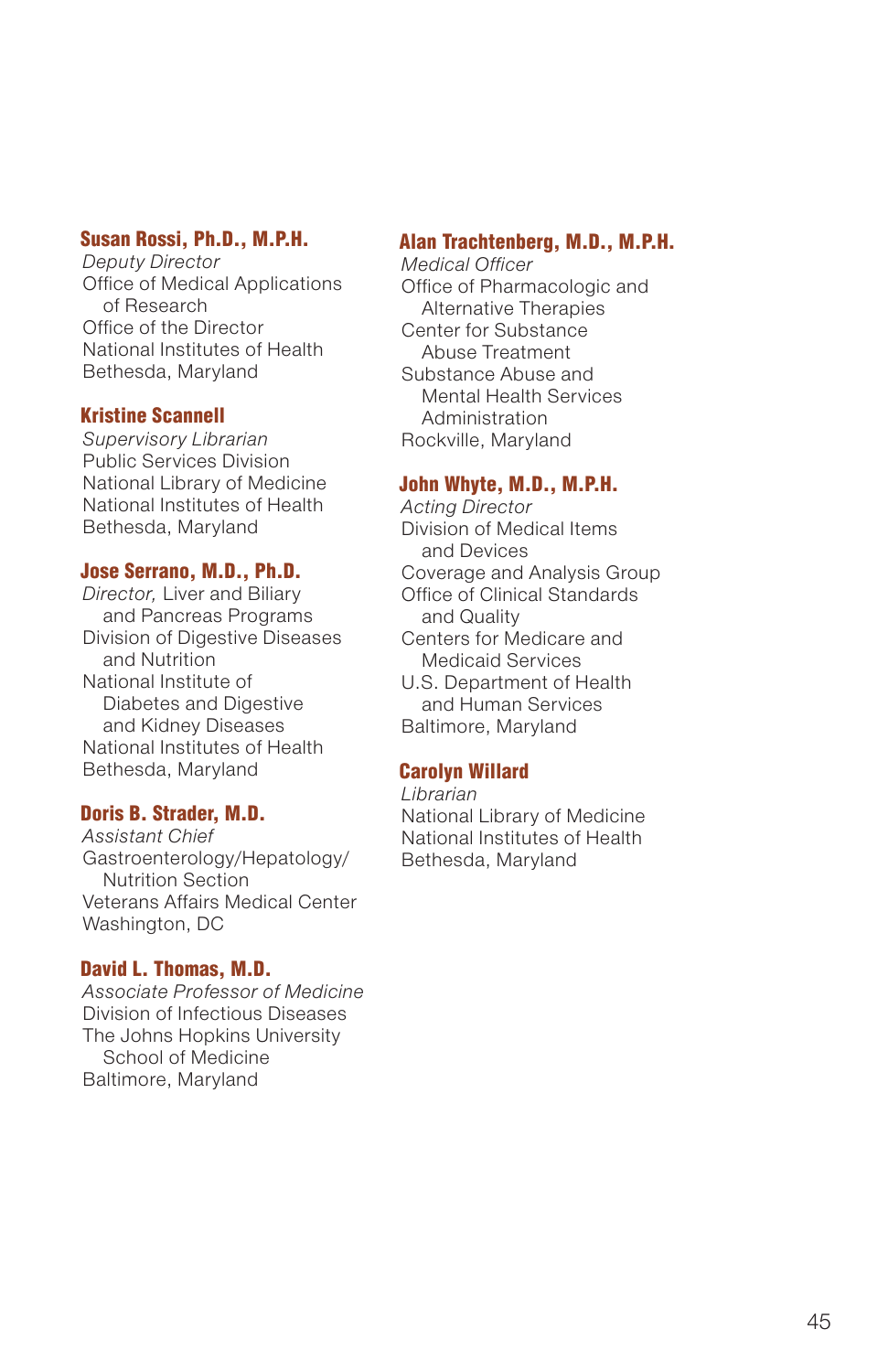**Susan Rossi, Ph.D., M.P.H.**
*Deputy Director*
Office of Medical Applications of Research
Office of the Director
National Institutes of Health
Bethesda, Maryland

**Kristine Scannell**
*Supervisory Librarian*
Public Services Division
National Library of Medicine
National Institutes of Health
Bethesda, Maryland

**Jose Serrano, M.D., Ph.D.**
*Director,* Liver and Biliary and Pancreas Programs
Division of Digestive Diseases and Nutrition
National Institute of Diabetes and Digestive and Kidney Diseases
National Institutes of Health
Bethesda, Maryland

**Doris B. Strader, M.D.**
*Assistant Chief*
Gastroenterology/Hepatology/Nutrition Section
Veterans Affairs Medical Center
Washington, DC

**David L. Thomas, M.D.**
*Associate Professor of Medicine*
Division of Infectious Diseases
The Johns Hopkins University School of Medicine
Baltimore, Maryland

**Alan Trachtenberg, M.D., M.P.H.**
*Medical Officer*
Office of Pharmacologic and Alternative Therapies
Center for Substance Abuse Treatment
Substance Abuse and Mental Health Services Administration
Rockville, Maryland

**John Whyte, M.D., M.P.H.**
*Acting Director*
Division of Medical Items and Devices
Coverage and Analysis Group
Office of Clinical Standards and Quality
Centers for Medicare and Medicaid Services
U.S. Department of Health and Human Services
Baltimore, Maryland

**Carolyn Willard**
*Librarian*
National Library of Medicine
National Institutes of Health
Bethesda, Maryland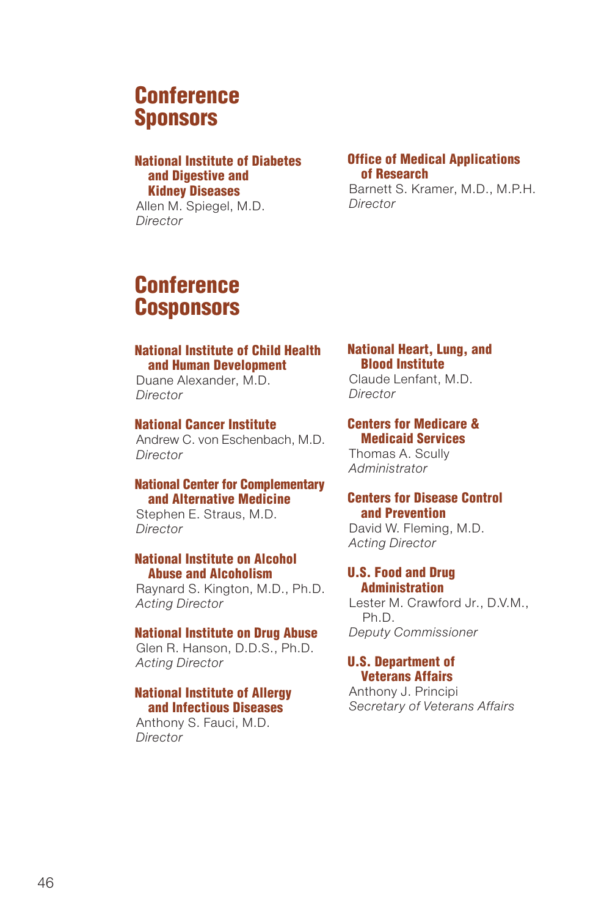# Conference Sponsors

**National Institute of Diabetes and Digestive and Kidney Diseases**
Allen M. Spiegel, M.D.
*Director*

**Office of Medical Applications of Research**
Barnett S. Kramer, M.D., M.P.H.
*Director*

# Conference Cosponsors

**National Institute of Child Health and Human Development**
Duane Alexander, M.D.
*Director*

**National Cancer Institute**
Andrew C. von Eschenbach, M.D.
*Director*

**National Center for Complementary and Alternative Medicine**
Stephen E. Straus, M.D.
*Director*

**National Institute on Alcohol Abuse and Alcoholism**
Raynard S. Kington, M.D., Ph.D.
*Acting Director*

**National Institute on Drug Abuse**
Glen R. Hanson, D.D.S., Ph.D.
*Acting Director*

**National Institute of Allergy and Infectious Diseases**
Anthony S. Fauci, M.D.
*Director*

**National Heart, Lung, and Blood Institute**
Claude Lenfant, M.D.
*Director*

**Centers for Medicare & Medicaid Services**
Thomas A. Scully
*Administrator*

**Centers for Disease Control and Prevention**
David W. Fleming, M.D.
*Acting Director*

**U.S. Food and Drug Administration**
Lester M. Crawford Jr., D.V.M., Ph.D.
*Deputy Commissioner*

**U.S. Department of Veterans Affairs**
Anthony J. Principi
*Secretary of Veterans Affairs*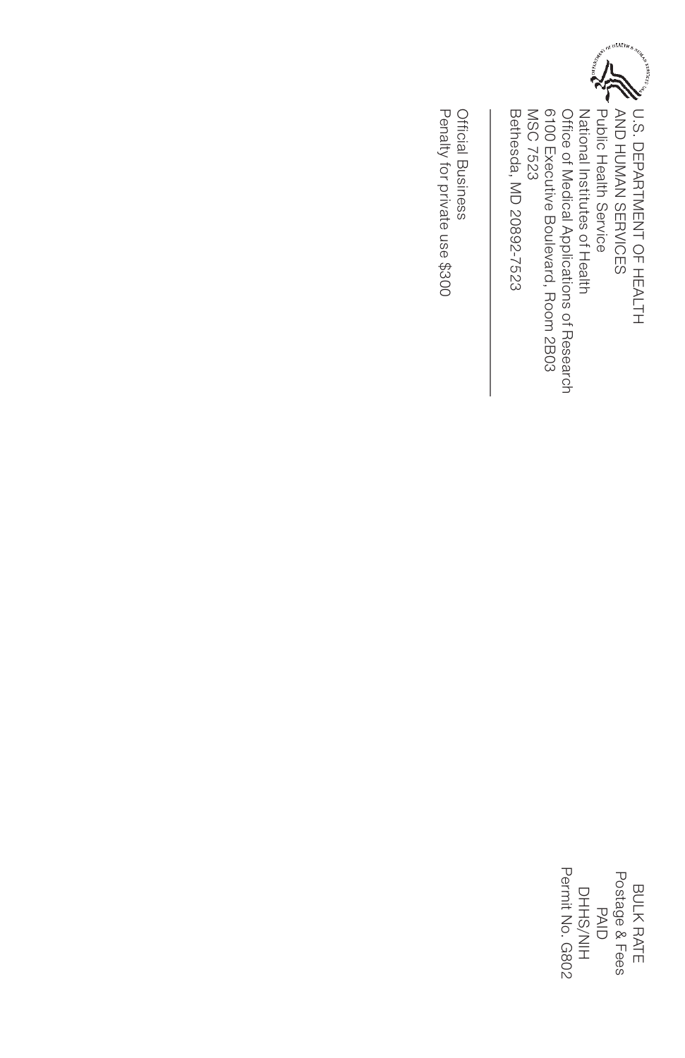U.S. DEPARTMENT OF HEALTH
AND HUMAN SERVICES
Public Health Service
National Institutes of Health
Office of Medical Applications of Research
6100 Executive Boulevard, Room 2B03
MSC 7523
Bethesda, MD 20892-7523

Official Business
Penalty for private use $300

BULK RATE
Postage & Fees
PAID
DHHS/NIH
Permit No. G802